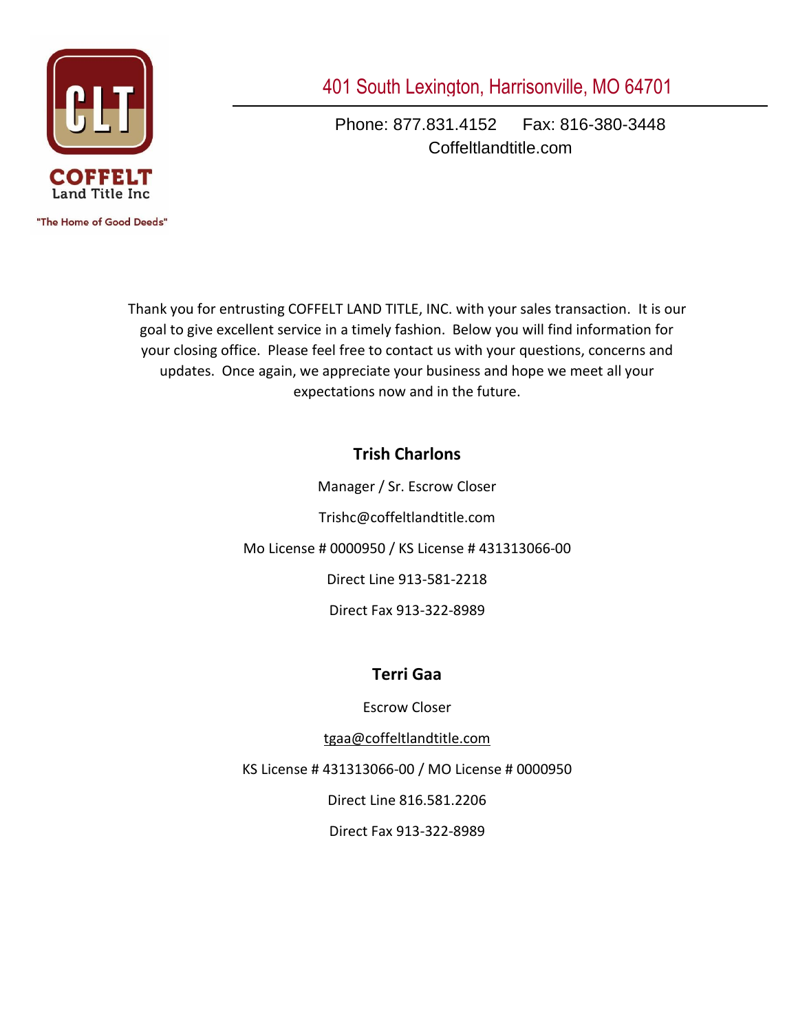COFFELT
Land Title Inc

"The Home of Good Deeds"

401 South Lexington, Harrisonville, MO 64701

Phone: 877.831.4152 Fax: 816-380-3448
Coffeltlandtitle.com

Thank you for entrusting COFFELT LAND TITLE, INC. with your sales transaction. It is our goal to give excellent service in a timely fashion. Below you will find information for your closing office. Please feel free to contact us with your questions, concerns and updates. Once again, we appreciate your business and hope we meet all your expectations now and in the future.

**Trish Charlons**

Manager / Sr. Escrow Closer

Trishc@coffeltlandtitle.com

Mo License # 0000950 / KS License # 431313066-00

Direct Line 913-581-2218

Direct Fax 913-322-8989

**Terri Gaa**

Escrow Closer

tgaa@coffeltlandtitle.com

KS License # 431313066-00 / MO License # 0000950

Direct Line 816.581.2206

Direct Fax 913-322-8989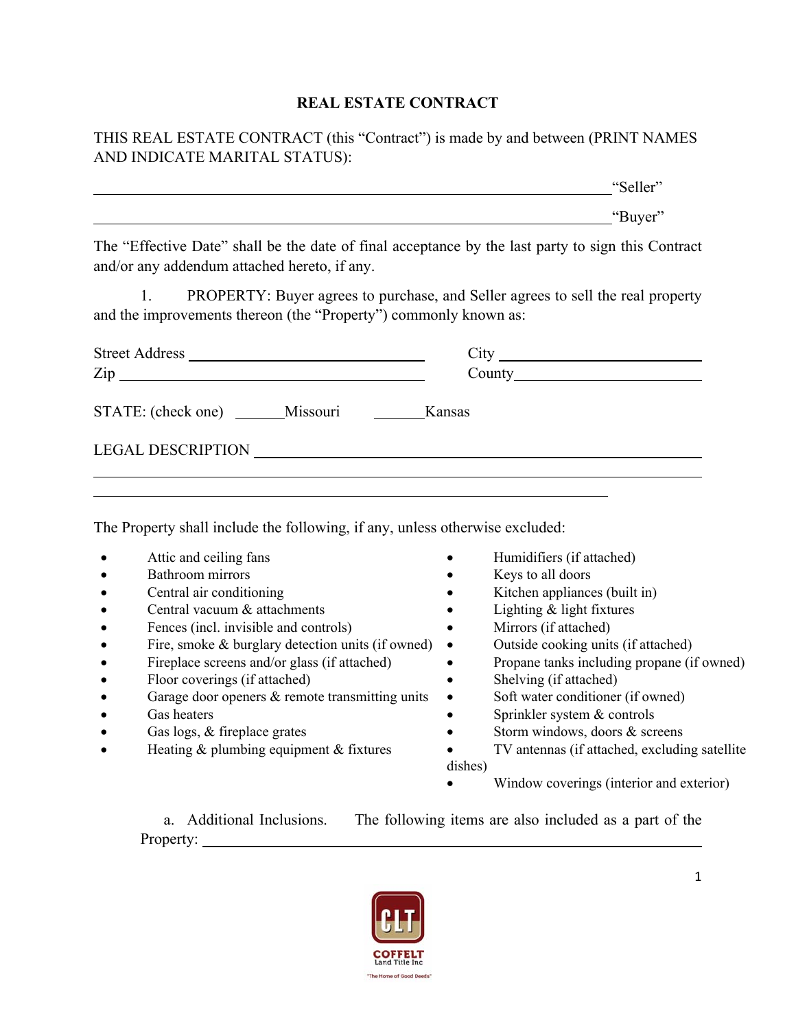# REAL ESTATE CONTRACT

THIS REAL ESTATE CONTRACT (this "Contract") is made by and between (PRINT NAMES AND INDICATE MARITAL STATUS):

______________________________________________________________________ "Seller"

______________________________________________________________________ "Buyer"

The "Effective Date" shall be the date of final acceptance by the last party to sign this Contract and/or any addendum attached hereto, if any.

1. PROPERTY: Buyer agrees to purchase, and Seller agrees to sell the real property and the improvements thereon (the "Property") commonly known as:

Street Address ____________________________ City ____________________________

Zip ____________________________ County ____________________________

STATE: (check one) ______Missouri ______Kansas

LEGAL DESCRIPTION ______________________________________________________

______________________________________________________________________

______________________________________________________________________

The Property shall include the following, if any, unless otherwise excluded:

- Attic and ceiling fans
- Bathroom mirrors
- Central air conditioning
- Central vacuum & attachments
- Fences (incl. invisible and controls)
- Fire, smoke & burglary detection units (if owned)
- Fireplace screens and/or glass (if attached)
- Floor coverings (if attached)
- Garage door openers & remote transmitting units
- Gas heaters
- Gas logs, & fireplace grates
- Heating & plumbing equipment & fixtures
- Humidifiers (if attached)
- Keys to all doors
- Kitchen appliances (built in)
- Lighting & light fixtures
- Mirrors (if attached)
- Outside cooking units (if attached)
- Propane tanks including propane (if owned)
- Shelving (if attached)
- Soft water conditioner (if owned)
- Sprinkler system & controls
- Storm windows, doors & screens
- TV antennas (if attached, excluding satellite dishes)
- Window coverings (interior and exterior)

a. Additional Inclusions. The following items are also included as a part of the Property: ______________________________________________________________________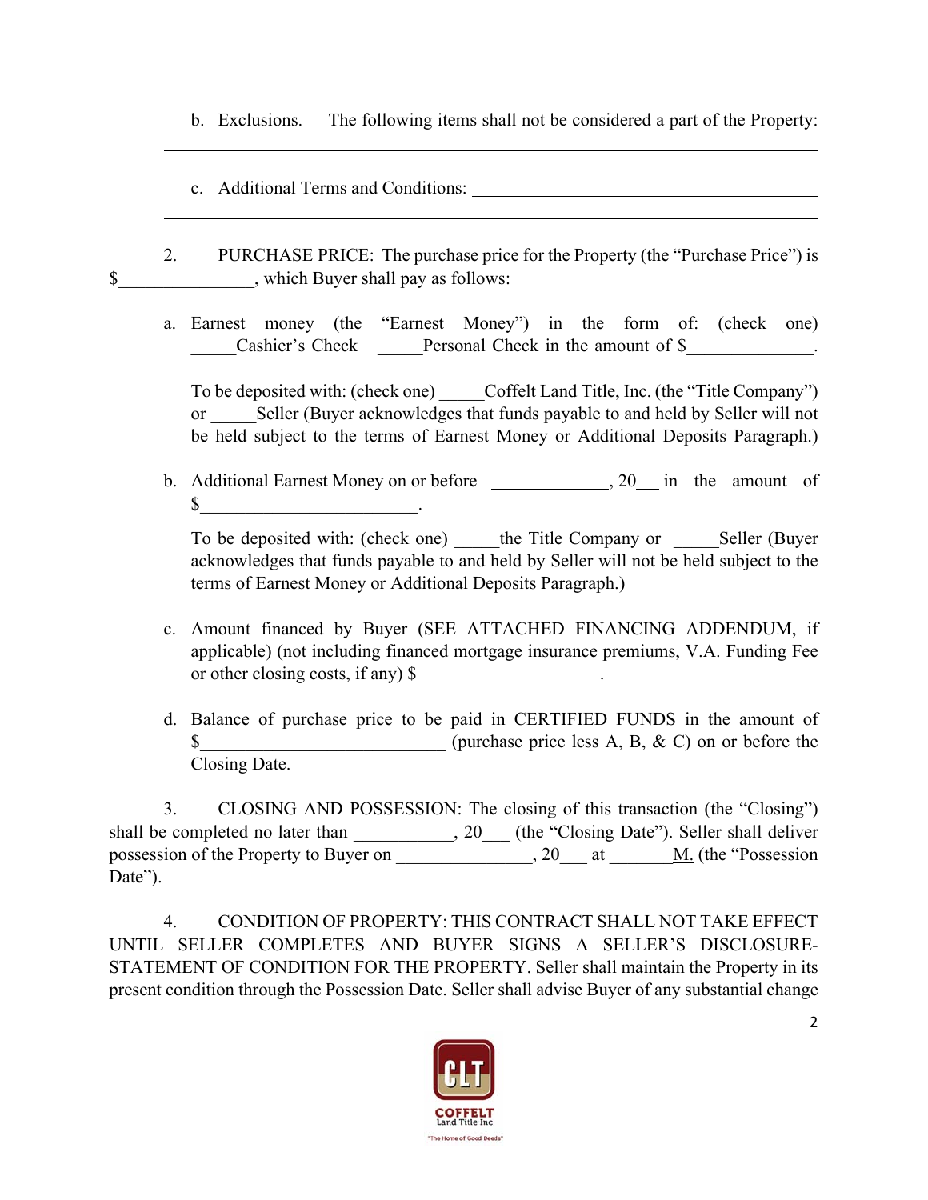b. Exclusions. The following items shall not be considered a part of the Property:
\_\_\_\_\_\_\_\_\_\_\_\_\_\_\_\_\_\_\_\_\_\_\_\_\_\_\_\_\_\_\_\_\_\_\_\_\_\_\_\_\_\_\_\_\_\_\_\_\_\_\_\_\_\_\_\_\_\_\_\_\_\_\_\_

c. Additional Terms and Conditions: \_\_\_\_\_\_\_\_\_\_\_\_\_\_\_\_\_\_\_\_\_\_\_\_\_\_\_\_\_\_\_\_\_\_\_\_\_\_
\_\_\_\_\_\_\_\_\_\_\_\_\_\_\_\_\_\_\_\_\_\_\_\_\_\_\_\_\_\_\_\_\_\_\_\_\_\_\_\_\_\_\_\_\_\_\_\_\_\_\_\_\_\_\_\_\_\_\_\_\_\_\_\_

2. PURCHASE PRICE: The purchase price for the Property (the "Purchase Price") is $\_\_\_\_\_\_\_\_\_\_\_\_\_\_\_, which Buyer shall pay as follows:

a. Earnest money (the "Earnest Money") in the form of: (check one) \_\_\_\_\_Cashier's Check \_\_\_\_\_Personal Check in the amount of $\_\_\_\_\_\_\_\_\_\_\_\_\_\_.

To be deposited with: (check one) \_\_\_\_\_Coffelt Land Title, Inc. (the "Title Company") or \_\_\_\_\_Seller (Buyer acknowledges that funds payable to and held by Seller will not be held subject to the terms of Earnest Money or Additional Deposits Paragraph.)

b. Additional Earnest Money on or before \_\_\_\_\_\_\_\_\_\_\_\_\_, 20\_\_\_ in the amount of $\_\_\_\_\_\_\_\_\_\_\_\_\_\_\_\_\_\_\_\_\_\_\_\_.

To be deposited with: (check one) \_\_\_\_\_the Title Company or \_\_\_\_\_Seller (Buyer acknowledges that funds payable to and held by Seller will not be held subject to the terms of Earnest Money or Additional Deposits Paragraph.)

c. Amount financed by Buyer (SEE ATTACHED FINANCING ADDENDUM, if applicable) (not including financed mortgage insurance premiums, V.A. Funding Fee or other closing costs, if any) $\_\_\_\_\_\_\_\_\_\_\_\_\_\_\_\_\_\_\_\_.

d. Balance of purchase price to be paid in CERTIFIED FUNDS in the amount of $\_\_\_\_\_\_\_\_\_\_\_\_\_\_\_\_\_\_\_\_\_\_\_\_\_\_\_ (purchase price less A, B, & C) on or before the Closing Date.

3. CLOSING AND POSSESSION: The closing of this transaction (the "Closing") shall be completed no later than \_\_\_\_\_\_\_\_\_\_\_, 20\_\_\_ (the "Closing Date"). Seller shall deliver possession of the Property to Buyer on \_\_\_\_\_\_\_\_\_\_\_\_\_\_\_, 20\_\_\_ at \_\_\_\_\_\_\_M. (the "Possession Date").

4. CONDITION OF PROPERTY: THIS CONTRACT SHALL NOT TAKE EFFECT UNTIL SELLER COMPLETES AND BUYER SIGNS A SELLER'S DISCLOSURE-STATEMENT OF CONDITION FOR THE PROPERTY. Seller shall maintain the Property in its present condition through the Possession Date. Seller shall advise Buyer of any substantial change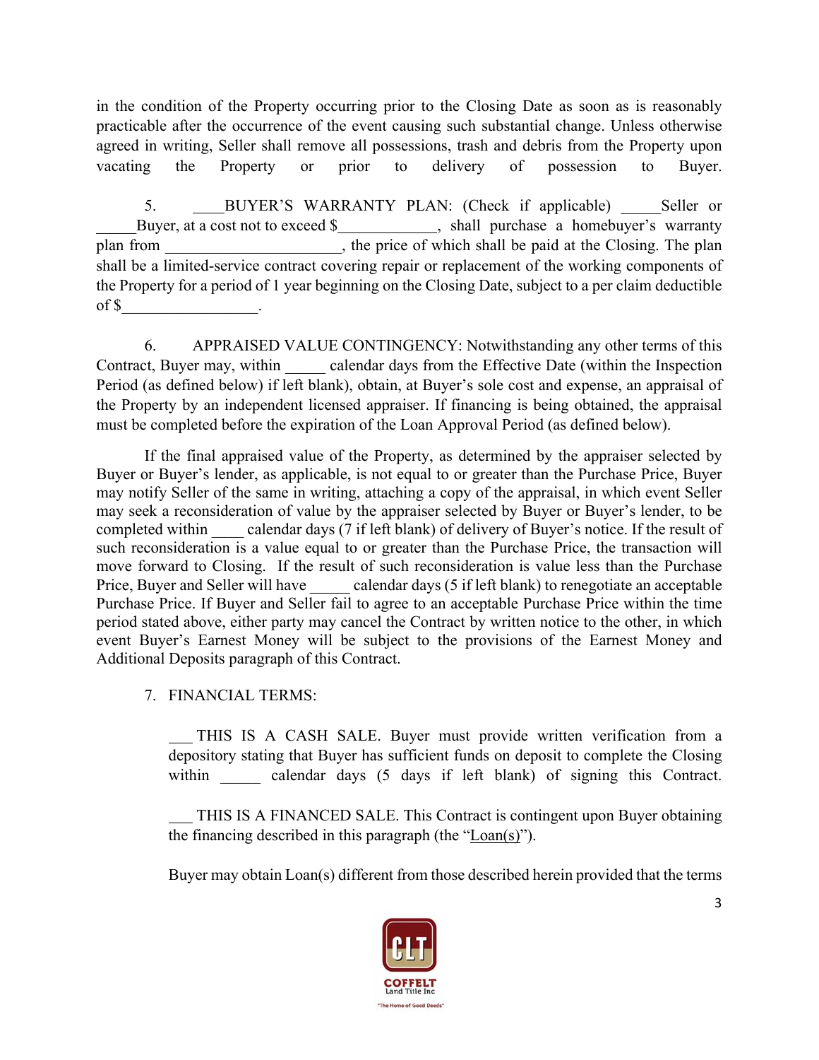in the condition of the Property occurring prior to the Closing Date as soon as is reasonably practicable after the occurrence of the event causing such substantial change. Unless otherwise agreed in writing, Seller shall remove all possessions, trash and debris from the Property upon vacating the Property or prior to delivery of possession to Buyer.

5. ____BUYER'S WARRANTY PLAN: (Check if applicable) _____Seller or _____Buyer, at a cost not to exceed $____________, shall purchase a homebuyer's warranty plan from _____________________, the price of which shall be paid at the Closing. The plan shall be a limited-service contract covering repair or replacement of the working components of the Property for a period of 1 year beginning on the Closing Date, subject to a per claim deductible of $_________________.

6. APPRAISED VALUE CONTINGENCY: Notwithstanding any other terms of this Contract, Buyer may, within _____ calendar days from the Effective Date (within the Inspection Period (as defined below) if left blank), obtain, at Buyer's sole cost and expense, an appraisal of the Property by an independent licensed appraiser. If financing is being obtained, the appraisal must be completed before the expiration of the Loan Approval Period (as defined below).

If the final appraised value of the Property, as determined by the appraiser selected by Buyer or Buyer's lender, as applicable, is not equal to or greater than the Purchase Price, Buyer may notify Seller of the same in writing, attaching a copy of the appraisal, in which event Seller may seek a reconsideration of value by the appraiser selected by Buyer or Buyer's lender, to be completed within ____ calendar days (7 if left blank) of delivery of Buyer's notice. If the result of such reconsideration is a value equal to or greater than the Purchase Price, the transaction will move forward to Closing. If the result of such reconsideration is value less than the Purchase Price, Buyer and Seller will have _____ calendar days (5 if left blank) to renegotiate an acceptable Purchase Price. If Buyer and Seller fail to agree to an acceptable Purchase Price within the time period stated above, either party may cancel the Contract by written notice to the other, in which event Buyer's Earnest Money will be subject to the provisions of the Earnest Money and Additional Deposits paragraph of this Contract.

7. FINANCIAL TERMS:

___ THIS IS A CASH SALE. Buyer must provide written verification from a depository stating that Buyer has sufficient funds on deposit to complete the Closing within _____ calendar days (5 days if left blank) of signing this Contract.

___ THIS IS A FINANCED SALE. This Contract is contingent upon Buyer obtaining the financing described in this paragraph (the "Loan(s)").

Buyer may obtain Loan(s) different from those described herein provided that the terms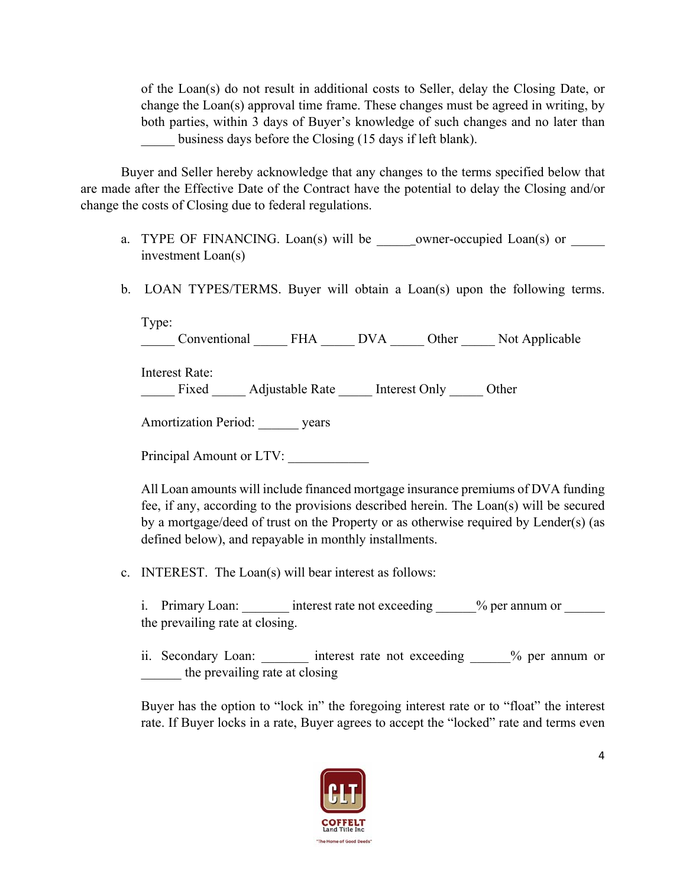of the Loan(s) do not result in additional costs to Seller, delay the Closing Date, or change the Loan(s) approval time frame. These changes must be agreed in writing, by both parties, within 3 days of Buyer's knowledge of such changes and no later than _____ business days before the Closing (15 days if left blank).

Buyer and Seller hereby acknowledge that any changes to the terms specified below that are made after the Effective Date of the Contract have the potential to delay the Closing and/or change the costs of Closing due to federal regulations.

a. TYPE OF FINANCING. Loan(s) will be _____owner-occupied Loan(s) or _____ investment Loan(s)

b. LOAN TYPES/TERMS. Buyer will obtain a Loan(s) upon the following terms.

   Type:
   _____ Conventional _____ FHA _____ DVA _____ Other _____ Not Applicable

   Interest Rate:
   _____ Fixed _____ Adjustable Rate _____ Interest Only _____ Other

   Amortization Period: ______ years

   Principal Amount or LTV: ____________

   All Loan amounts will include financed mortgage insurance premiums of DVA funding fee, if any, according to the provisions described herein. The Loan(s) will be secured by a mortgage/deed of trust on the Property or as otherwise required by Lender(s) (as defined below), and repayable in monthly installments.

c. INTEREST. The Loan(s) will bear interest as follows:

   i. Primary Loan: _______ interest rate not exceeding ______% per annum or ______ the prevailing rate at closing.

   ii. Secondary Loan: _______ interest rate not exceeding ______% per annum or ______ the prevailing rate at closing

   Buyer has the option to "lock in" the foregoing interest rate or to "float" the interest rate. If Buyer locks in a rate, Buyer agrees to accept the "locked" rate and terms even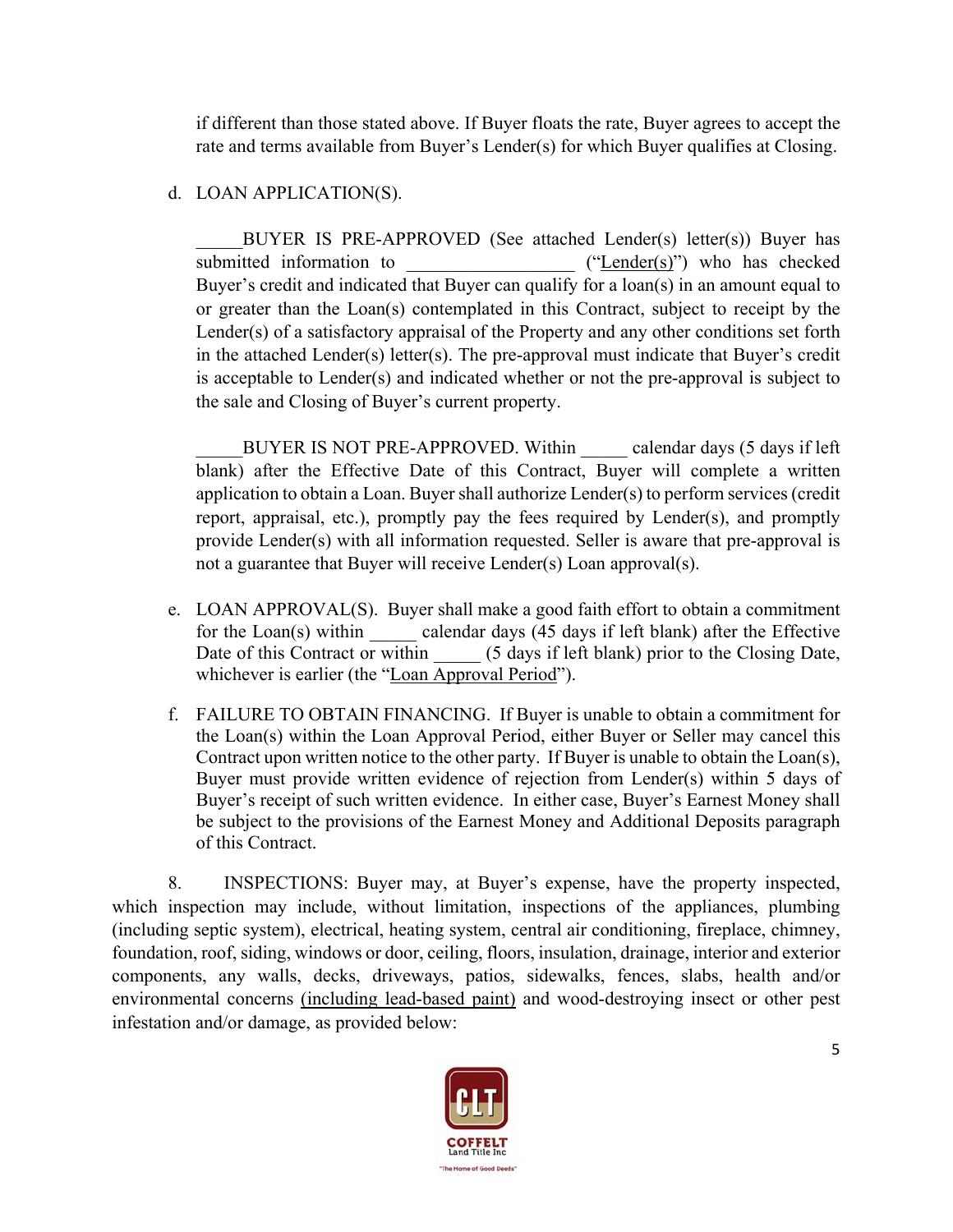if different than those stated above. If Buyer floats the rate, Buyer agrees to accept the rate and terms available from Buyer's Lender(s) for which Buyer qualifies at Closing.

d. LOAN APPLICATION(S).

_____BUYER IS PRE-APPROVED (See attached Lender(s) letter(s)) Buyer has submitted information to __________________ ("Lender(s)") who has checked Buyer's credit and indicated that Buyer can qualify for a loan(s) in an amount equal to or greater than the Loan(s) contemplated in this Contract, subject to receipt by the Lender(s) of a satisfactory appraisal of the Property and any other conditions set forth in the attached Lender(s) letter(s). The pre-approval must indicate that Buyer's credit is acceptable to Lender(s) and indicated whether or not the pre-approval is subject to the sale and Closing of Buyer's current property.

_____BUYER IS NOT PRE-APPROVED. Within _____ calendar days (5 days if left blank) after the Effective Date of this Contract, Buyer will complete a written application to obtain a Loan. Buyer shall authorize Lender(s) to perform services (credit report, appraisal, etc.), promptly pay the fees required by Lender(s), and promptly provide Lender(s) with all information requested. Seller is aware that pre-approval is not a guarantee that Buyer will receive Lender(s) Loan approval(s).

e. LOAN APPROVAL(S). Buyer shall make a good faith effort to obtain a commitment for the Loan(s) within _____ calendar days (45 days if left blank) after the Effective Date of this Contract or within _____ (5 days if left blank) prior to the Closing Date, whichever is earlier (the "Loan Approval Period").

f. FAILURE TO OBTAIN FINANCING. If Buyer is unable to obtain a commitment for the Loan(s) within the Loan Approval Period, either Buyer or Seller may cancel this Contract upon written notice to the other party. If Buyer is unable to obtain the Loan(s), Buyer must provide written evidence of rejection from Lender(s) within 5 days of Buyer's receipt of such written evidence. In either case, Buyer's Earnest Money shall be subject to the provisions of the Earnest Money and Additional Deposits paragraph of this Contract.

8. INSPECTIONS: Buyer may, at Buyer's expense, have the property inspected, which inspection may include, without limitation, inspections of the appliances, plumbing (including septic system), electrical, heating system, central air conditioning, fireplace, chimney, foundation, roof, siding, windows or door, ceiling, floors, insulation, drainage, interior and exterior components, any walls, decks, driveways, patios, sidewalks, fences, slabs, health and/or environmental concerns (including lead-based paint) and wood-destroying insect or other pest infestation and/or damage, as provided below: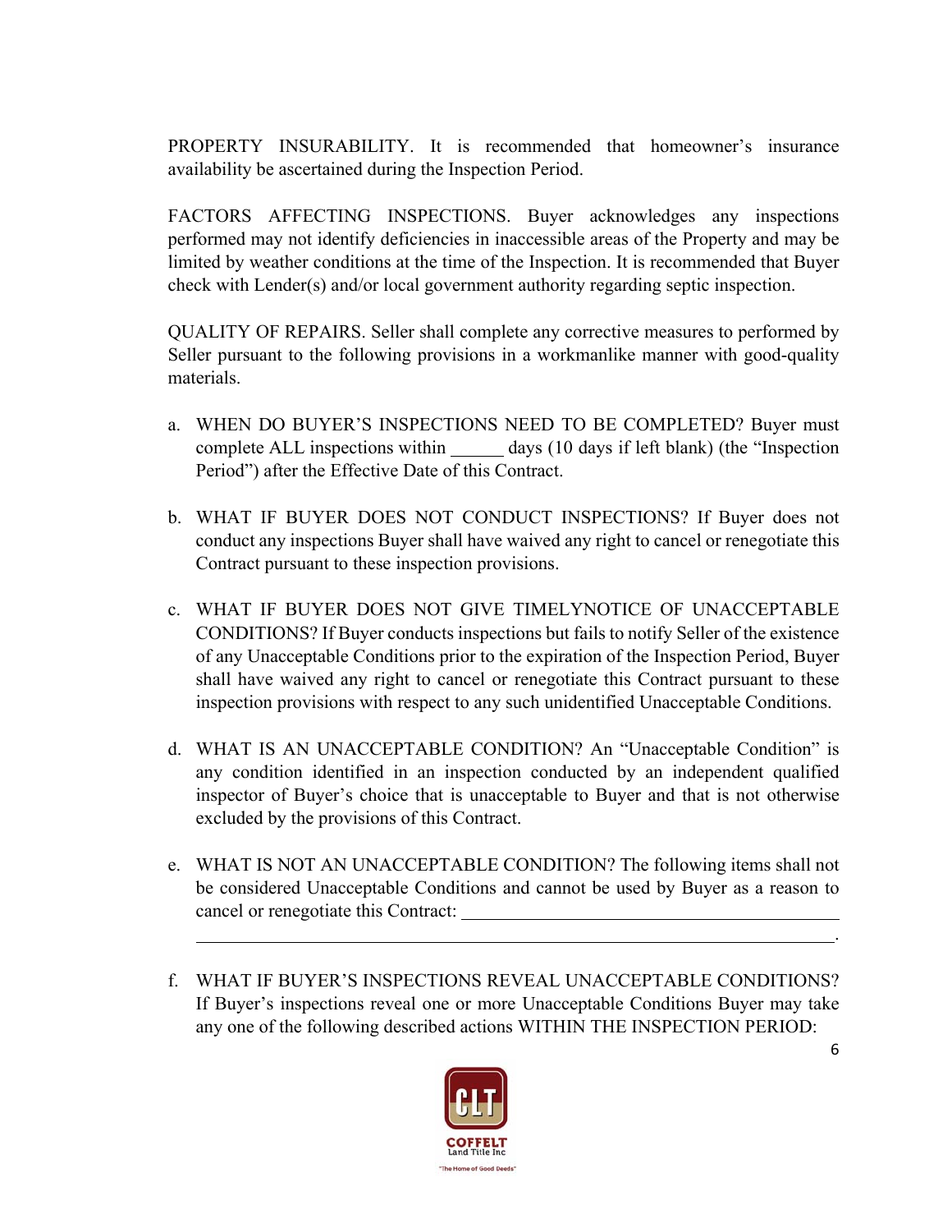PROPERTY INSURABILITY. It is recommended that homeowner's insurance availability be ascertained during the Inspection Period.

FACTORS AFFECTING INSPECTIONS. Buyer acknowledges any inspections performed may not identify deficiencies in inaccessible areas of the Property and may be limited by weather conditions at the time of the Inspection. It is recommended that Buyer check with Lender(s) and/or local government authority regarding septic inspection.

QUALITY OF REPAIRS. Seller shall complete any corrective measures to performed by Seller pursuant to the following provisions in a workmanlike manner with good-quality materials.

a. WHEN DO BUYER'S INSPECTIONS NEED TO BE COMPLETED? Buyer must complete ALL inspections within ______ days (10 days if left blank) (the "Inspection Period") after the Effective Date of this Contract.

b. WHAT IF BUYER DOES NOT CONDUCT INSPECTIONS? If Buyer does not conduct any inspections Buyer shall have waived any right to cancel or renegotiate this Contract pursuant to these inspection provisions.

c. WHAT IF BUYER DOES NOT GIVE TIMELYNOTICE OF UNACCEPTABLE CONDITIONS? If Buyer conducts inspections but fails to notify Seller of the existence of any Unacceptable Conditions prior to the expiration of the Inspection Period, Buyer shall have waived any right to cancel or renegotiate this Contract pursuant to these inspection provisions with respect to any such unidentified Unacceptable Conditions.

d. WHAT IS AN UNACCEPTABLE CONDITION? An "Unacceptable Condition" is any condition identified in an inspection conducted by an independent qualified inspector of Buyer's choice that is unacceptable to Buyer and that is not otherwise excluded by the provisions of this Contract.

e. WHAT IS NOT AN UNACCEPTABLE CONDITION? The following items shall not be considered Unacceptable Conditions and cannot be used by Buyer as a reason to cancel or renegotiate this Contract: ______________________________________________
______________________________________________________________________.

f. WHAT IF BUYER'S INSPECTIONS REVEAL UNACCEPTABLE CONDITIONS? If Buyer's inspections reveal one or more Unacceptable Conditions Buyer may take any one of the following described actions WITHIN THE INSPECTION PERIOD: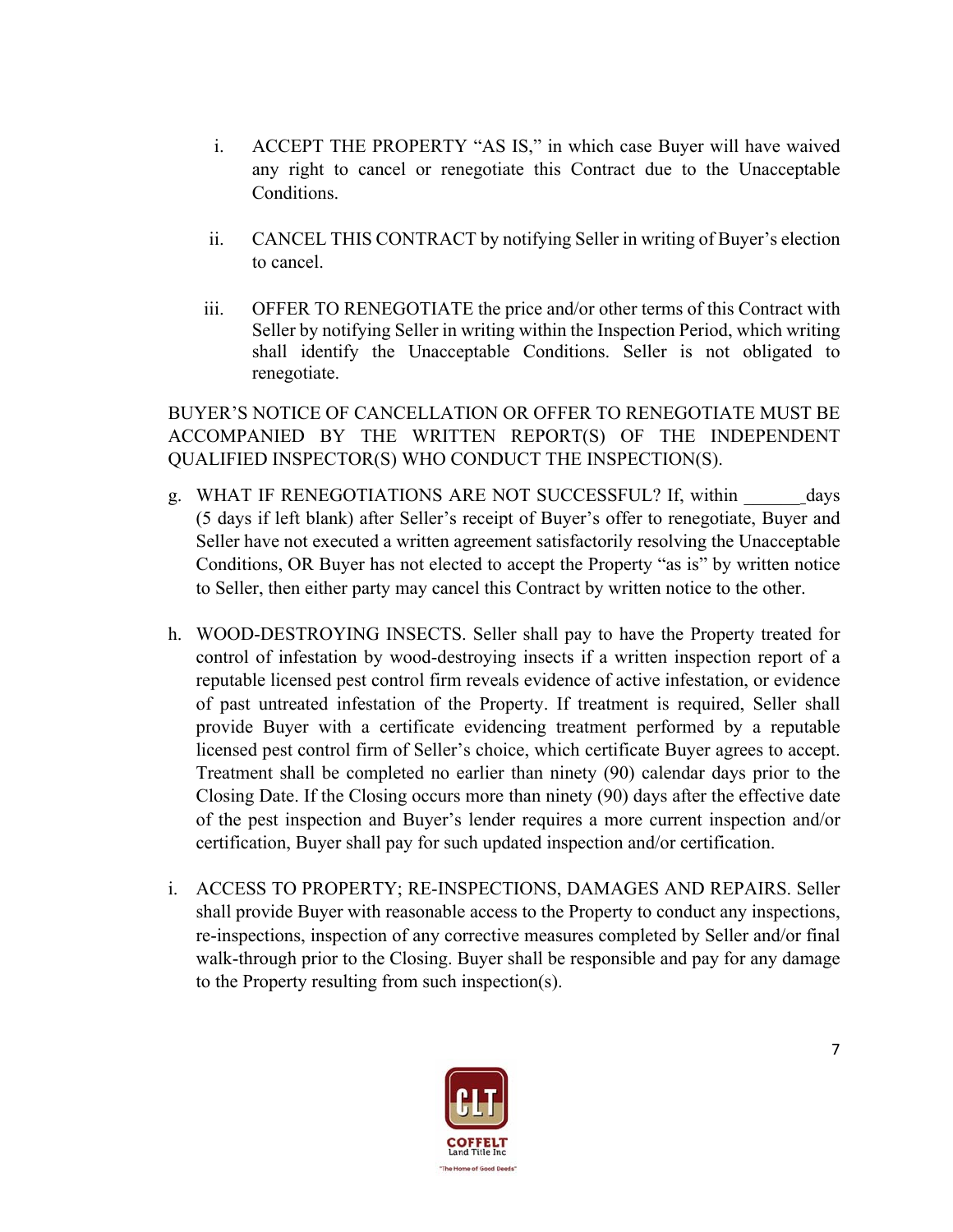i. ACCEPT THE PROPERTY "AS IS," in which case Buyer will have waived any right to cancel or renegotiate this Contract due to the Unacceptable Conditions.

ii. CANCEL THIS CONTRACT by notifying Seller in writing of Buyer's election to cancel.

iii. OFFER TO RENEGOTIATE the price and/or other terms of this Contract with Seller by notifying Seller in writing within the Inspection Period, which writing shall identify the Unacceptable Conditions. Seller is not obligated to renegotiate.

BUYER'S NOTICE OF CANCELLATION OR OFFER TO RENEGOTIATE MUST BE ACCOMPANIED BY THE WRITTEN REPORT(S) OF THE INDEPENDENT QUALIFIED INSPECTOR(S) WHO CONDUCT THE INSPECTION(S).

g. WHAT IF RENEGOTIATIONS ARE NOT SUCCESSFUL? If, within ______ days (5 days if left blank) after Seller's receipt of Buyer's offer to renegotiate, Buyer and Seller have not executed a written agreement satisfactorily resolving the Unacceptable Conditions, OR Buyer has not elected to accept the Property "as is" by written notice to Seller, then either party may cancel this Contract by written notice to the other.

h. WOOD-DESTROYING INSECTS. Seller shall pay to have the Property treated for control of infestation by wood-destroying insects if a written inspection report of a reputable licensed pest control firm reveals evidence of active infestation, or evidence of past untreated infestation of the Property. If treatment is required, Seller shall provide Buyer with a certificate evidencing treatment performed by a reputable licensed pest control firm of Seller's choice, which certificate Buyer agrees to accept. Treatment shall be completed no earlier than ninety (90) calendar days prior to the Closing Date. If the Closing occurs more than ninety (90) days after the effective date of the pest inspection and Buyer's lender requires a more current inspection and/or certification, Buyer shall pay for such updated inspection and/or certification.

i. ACCESS TO PROPERTY; RE-INSPECTIONS, DAMAGES AND REPAIRS. Seller shall provide Buyer with reasonable access to the Property to conduct any inspections, re-inspections, inspection of any corrective measures completed by Seller and/or final walk-through prior to the Closing. Buyer shall be responsible and pay for any damage to the Property resulting from such inspection(s).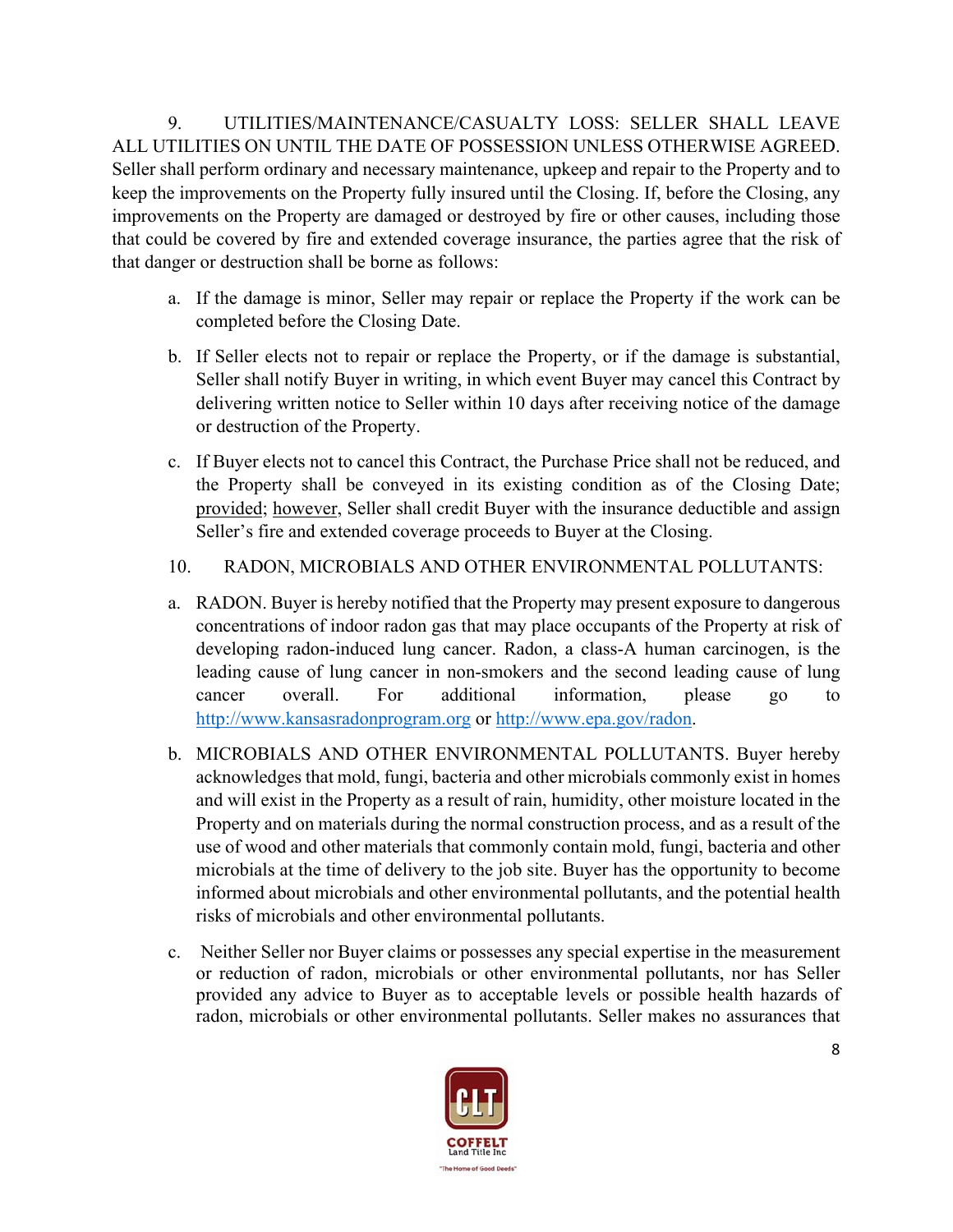9. UTILITIES/MAINTENANCE/CASUALTY LOSS: SELLER SHALL LEAVE ALL UTILITIES ON UNTIL THE DATE OF POSSESSION UNLESS OTHERWISE AGREED. Seller shall perform ordinary and necessary maintenance, upkeep and repair to the Property and to keep the improvements on the Property fully insured until the Closing. If, before the Closing, any improvements on the Property are damaged or destroyed by fire or other causes, including those that could be covered by fire and extended coverage insurance, the parties agree that the risk of that danger or destruction shall be borne as follows:

a. If the damage is minor, Seller may repair or replace the Property if the work can be completed before the Closing Date.

b. If Seller elects not to repair or replace the Property, or if the damage is substantial, Seller shall notify Buyer in writing, in which event Buyer may cancel this Contract by delivering written notice to Seller within 10 days after receiving notice of the damage or destruction of the Property.

c. If Buyer elects not to cancel this Contract, the Purchase Price shall not be reduced, and the Property shall be conveyed in its existing condition as of the Closing Date; provided; however, Seller shall credit Buyer with the insurance deductible and assign Seller's fire and extended coverage proceeds to Buyer at the Closing.

10. RADON, MICROBIALS AND OTHER ENVIRONMENTAL POLLUTANTS:

a. RADON. Buyer is hereby notified that the Property may present exposure to dangerous concentrations of indoor radon gas that may place occupants of the Property at risk of developing radon-induced lung cancer. Radon, a class-A human carcinogen, is the leading cause of lung cancer in non-smokers and the second leading cause of lung cancer overall. For additional information, please go to http://www.kansasradonprogram.org or http://www.epa.gov/radon.

b. MICROBIALS AND OTHER ENVIRONMENTAL POLLUTANTS. Buyer hereby acknowledges that mold, fungi, bacteria and other microbials commonly exist in homes and will exist in the Property as a result of rain, humidity, other moisture located in the Property and on materials during the normal construction process, and as a result of the use of wood and other materials that commonly contain mold, fungi, bacteria and other microbials at the time of delivery to the job site. Buyer has the opportunity to become informed about microbials and other environmental pollutants, and the potential health risks of microbials and other environmental pollutants.

c. Neither Seller nor Buyer claims or possesses any special expertise in the measurement or reduction of radon, microbials or other environmental pollutants, nor has Seller provided any advice to Buyer as to acceptable levels or possible health hazards of radon, microbials or other environmental pollutants. Seller makes no assurances that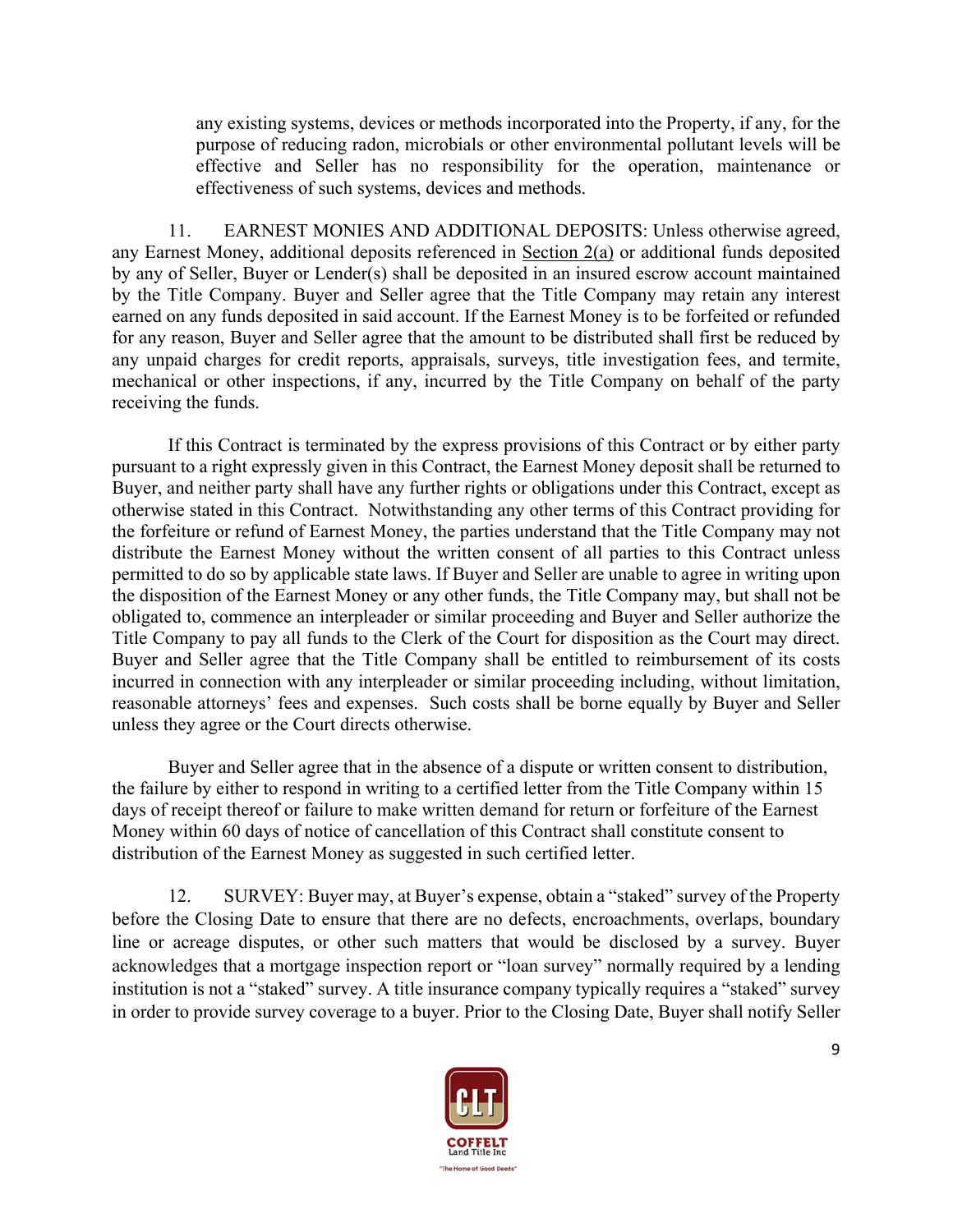any existing systems, devices or methods incorporated into the Property, if any, for the purpose of reducing radon, microbials or other environmental pollutant levels will be effective and Seller has no responsibility for the operation, maintenance or effectiveness of such systems, devices and methods.

11. EARNEST MONIES AND ADDITIONAL DEPOSITS: Unless otherwise agreed, any Earnest Money, additional deposits referenced in Section 2(a) or additional funds deposited by any of Seller, Buyer or Lender(s) shall be deposited in an insured escrow account maintained by the Title Company. Buyer and Seller agree that the Title Company may retain any interest earned on any funds deposited in said account. If the Earnest Money is to be forfeited or refunded for any reason, Buyer and Seller agree that the amount to be distributed shall first be reduced by any unpaid charges for credit reports, appraisals, surveys, title investigation fees, and termite, mechanical or other inspections, if any, incurred by the Title Company on behalf of the party receiving the funds.

If this Contract is terminated by the express provisions of this Contract or by either party pursuant to a right expressly given in this Contract, the Earnest Money deposit shall be returned to Buyer, and neither party shall have any further rights or obligations under this Contract, except as otherwise stated in this Contract. Notwithstanding any other terms of this Contract providing for the forfeiture or refund of Earnest Money, the parties understand that the Title Company may not distribute the Earnest Money without the written consent of all parties to this Contract unless permitted to do so by applicable state laws. If Buyer and Seller are unable to agree in writing upon the disposition of the Earnest Money or any other funds, the Title Company may, but shall not be obligated to, commence an interpleader or similar proceeding and Buyer and Seller authorize the Title Company to pay all funds to the Clerk of the Court for disposition as the Court may direct. Buyer and Seller agree that the Title Company shall be entitled to reimbursement of its costs incurred in connection with any interpleader or similar proceeding including, without limitation, reasonable attorneys' fees and expenses. Such costs shall be borne equally by Buyer and Seller unless they agree or the Court directs otherwise.

Buyer and Seller agree that in the absence of a dispute or written consent to distribution, the failure by either to respond in writing to a certified letter from the Title Company within 15 days of receipt thereof or failure to make written demand for return or forfeiture of the Earnest Money within 60 days of notice of cancellation of this Contract shall constitute consent to distribution of the Earnest Money as suggested in such certified letter.

12. SURVEY: Buyer may, at Buyer's expense, obtain a "staked" survey of the Property before the Closing Date to ensure that there are no defects, encroachments, overlaps, boundary line or acreage disputes, or other such matters that would be disclosed by a survey. Buyer acknowledges that a mortgage inspection report or "loan survey" normally required by a lending institution is not a "staked" survey. A title insurance company typically requires a "staked" survey in order to provide survey coverage to a buyer. Prior to the Closing Date, Buyer shall notify Seller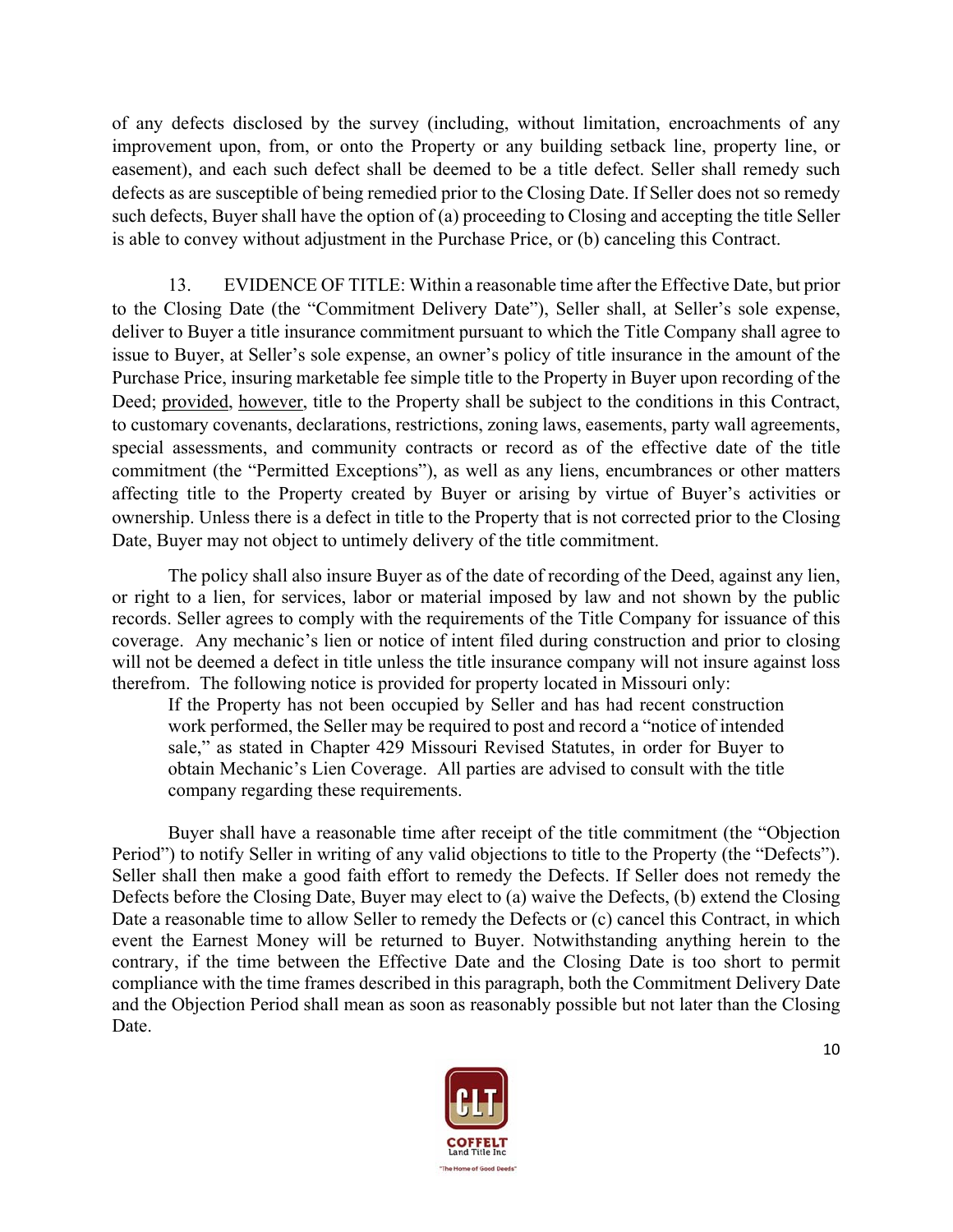of any defects disclosed by the survey (including, without limitation, encroachments of any improvement upon, from, or onto the Property or any building setback line, property line, or easement), and each such defect shall be deemed to be a title defect. Seller shall remedy such defects as are susceptible of being remedied prior to the Closing Date. If Seller does not so remedy such defects, Buyer shall have the option of (a) proceeding to Closing and accepting the title Seller is able to convey without adjustment in the Purchase Price, or (b) canceling this Contract.

13. EVIDENCE OF TITLE: Within a reasonable time after the Effective Date, but prior to the Closing Date (the "Commitment Delivery Date"), Seller shall, at Seller's sole expense, deliver to Buyer a title insurance commitment pursuant to which the Title Company shall agree to issue to Buyer, at Seller's sole expense, an owner's policy of title insurance in the amount of the Purchase Price, insuring marketable fee simple title to the Property in Buyer upon recording of the Deed; provided, however, title to the Property shall be subject to the conditions in this Contract, to customary covenants, declarations, restrictions, zoning laws, easements, party wall agreements, special assessments, and community contracts or record as of the effective date of the title commitment (the "Permitted Exceptions"), as well as any liens, encumbrances or other matters affecting title to the Property created by Buyer or arising by virtue of Buyer's activities or ownership. Unless there is a defect in title to the Property that is not corrected prior to the Closing Date, Buyer may not object to untimely delivery of the title commitment.

The policy shall also insure Buyer as of the date of recording of the Deed, against any lien, or right to a lien, for services, labor or material imposed by law and not shown by the public records. Seller agrees to comply with the requirements of the Title Company for issuance of this coverage. Any mechanic's lien or notice of intent filed during construction and prior to closing will not be deemed a defect in title unless the title insurance company will not insure against loss therefrom. The following notice is provided for property located in Missouri only:

> If the Property has not been occupied by Seller and has had recent construction work performed, the Seller may be required to post and record a "notice of intended sale," as stated in Chapter 429 Missouri Revised Statutes, in order for Buyer to obtain Mechanic's Lien Coverage. All parties are advised to consult with the title company regarding these requirements.

Buyer shall have a reasonable time after receipt of the title commitment (the "Objection Period") to notify Seller in writing of any valid objections to title to the Property (the "Defects"). Seller shall then make a good faith effort to remedy the Defects. If Seller does not remedy the Defects before the Closing Date, Buyer may elect to (a) waive the Defects, (b) extend the Closing Date a reasonable time to allow Seller to remedy the Defects or (c) cancel this Contract, in which event the Earnest Money will be returned to Buyer. Notwithstanding anything herein to the contrary, if the time between the Effective Date and the Closing Date is too short to permit compliance with the time frames described in this paragraph, both the Commitment Delivery Date and the Objection Period shall mean as soon as reasonably possible but not later than the Closing Date.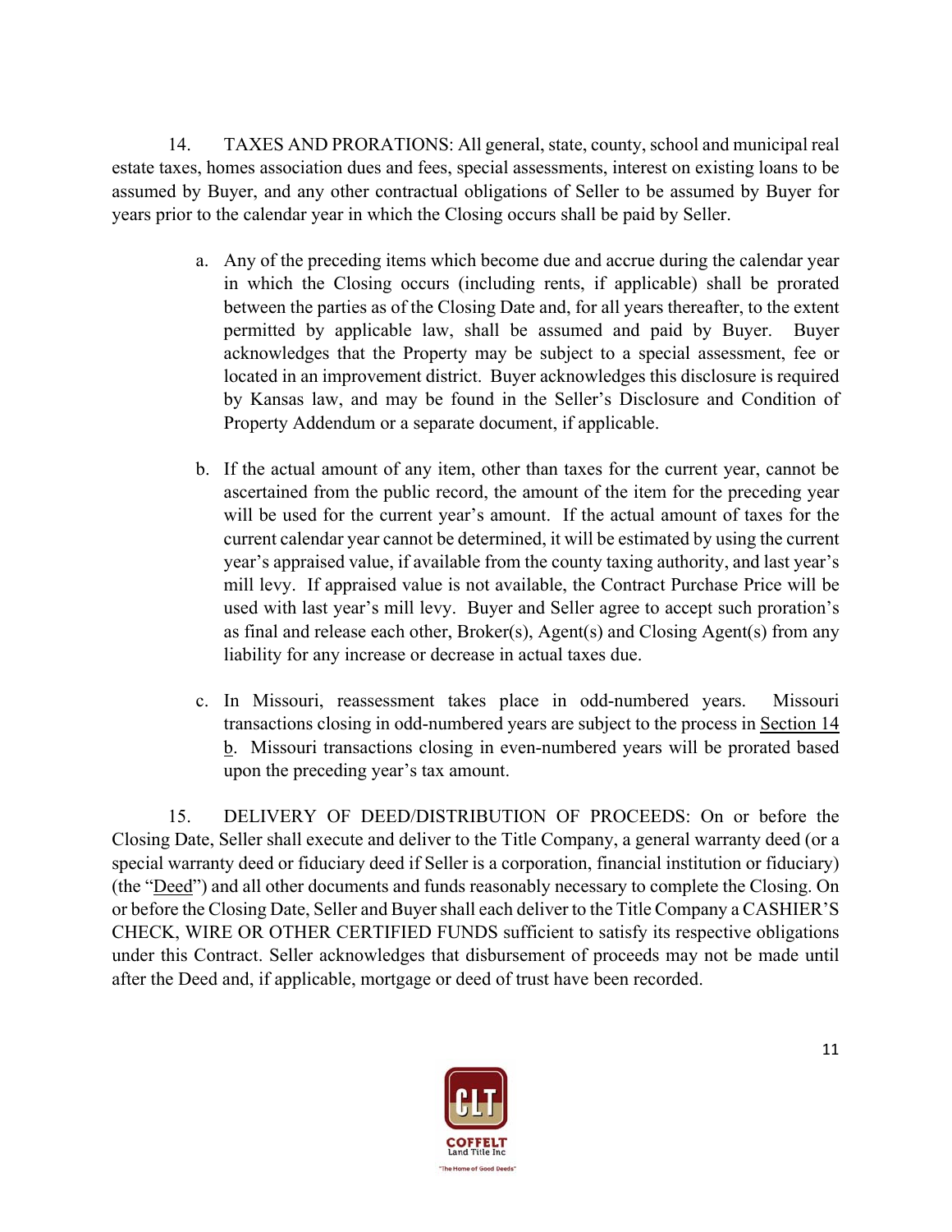14. TAXES AND PRORATIONS: All general, state, county, school and municipal real estate taxes, homes association dues and fees, special assessments, interest on existing loans to be assumed by Buyer, and any other contractual obligations of Seller to be assumed by Buyer for years prior to the calendar year in which the Closing occurs shall be paid by Seller.

a. Any of the preceding items which become due and accrue during the calendar year in which the Closing occurs (including rents, if applicable) shall be prorated between the parties as of the Closing Date and, for all years thereafter, to the extent permitted by applicable law, shall be assumed and paid by Buyer. Buyer acknowledges that the Property may be subject to a special assessment, fee or located in an improvement district. Buyer acknowledges this disclosure is required by Kansas law, and may be found in the Seller's Disclosure and Condition of Property Addendum or a separate document, if applicable.

b. If the actual amount of any item, other than taxes for the current year, cannot be ascertained from the public record, the amount of the item for the preceding year will be used for the current year's amount. If the actual amount of taxes for the current calendar year cannot be determined, it will be estimated by using the current year's appraised value, if available from the county taxing authority, and last year's mill levy. If appraised value is not available, the Contract Purchase Price will be used with last year's mill levy. Buyer and Seller agree to accept such proration's as final and release each other, Broker(s), Agent(s) and Closing Agent(s) from any liability for any increase or decrease in actual taxes due.

c. In Missouri, reassessment takes place in odd-numbered years. Missouri transactions closing in odd-numbered years are subject to the process in Section 14 b. Missouri transactions closing in even-numbered years will be prorated based upon the preceding year's tax amount.

15. DELIVERY OF DEED/DISTRIBUTION OF PROCEEDS: On or before the Closing Date, Seller shall execute and deliver to the Title Company, a general warranty deed (or a special warranty deed or fiduciary deed if Seller is a corporation, financial institution or fiduciary) (the "Deed") and all other documents and funds reasonably necessary to complete the Closing. On or before the Closing Date, Seller and Buyer shall each deliver to the Title Company a CASHIER'S CHECK, WIRE OR OTHER CERTIFIED FUNDS sufficient to satisfy its respective obligations under this Contract. Seller acknowledges that disbursement of proceeds may not be made until after the Deed and, if applicable, mortgage or deed of trust have been recorded.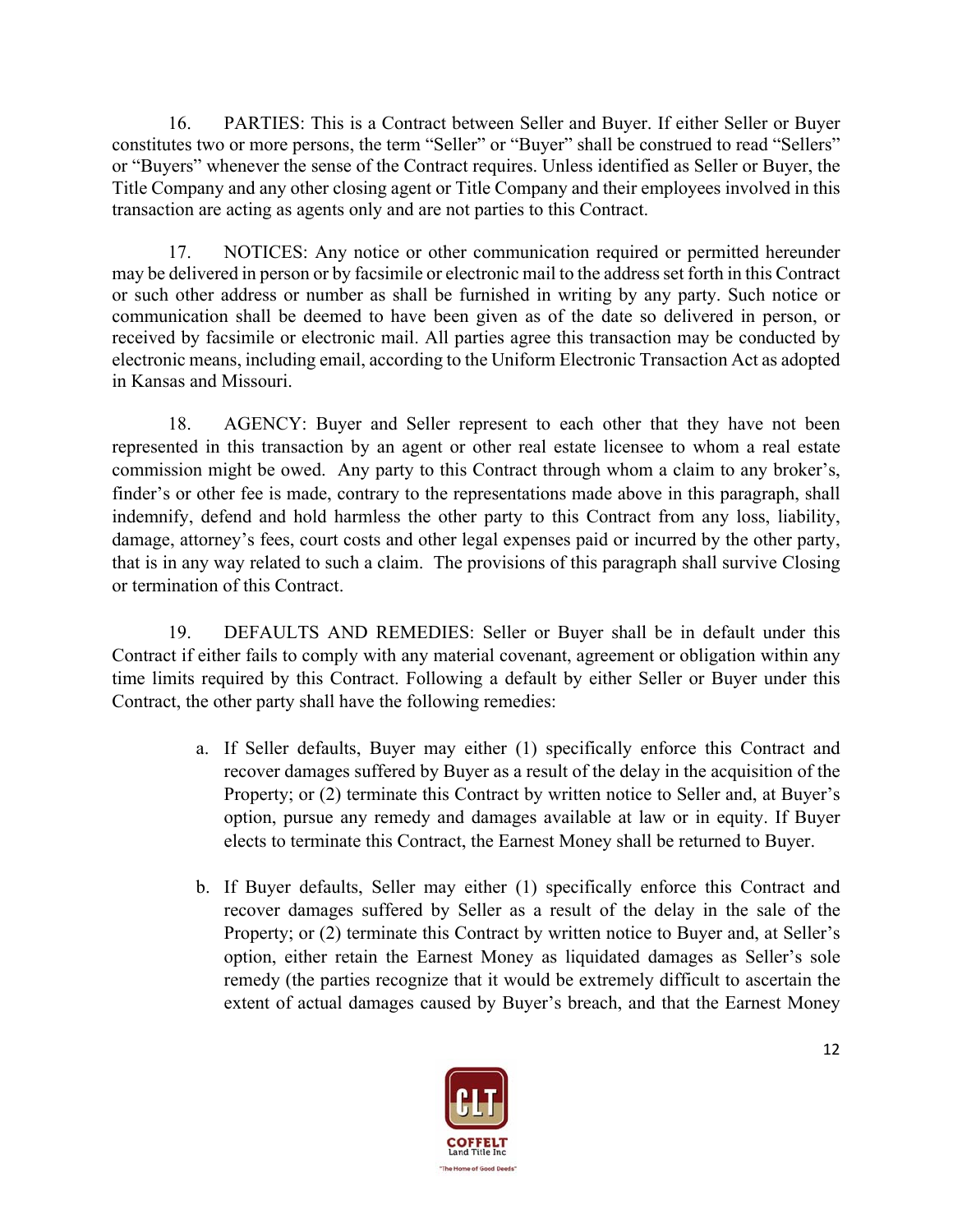16. PARTIES: This is a Contract between Seller and Buyer. If either Seller or Buyer constitutes two or more persons, the term "Seller" or "Buyer" shall be construed to read "Sellers" or "Buyers" whenever the sense of the Contract requires. Unless identified as Seller or Buyer, the Title Company and any other closing agent or Title Company and their employees involved in this transaction are acting as agents only and are not parties to this Contract.

17. NOTICES: Any notice or other communication required or permitted hereunder may be delivered in person or by facsimile or electronic mail to the address set forth in this Contract or such other address or number as shall be furnished in writing by any party. Such notice or communication shall be deemed to have been given as of the date so delivered in person, or received by facsimile or electronic mail. All parties agree this transaction may be conducted by electronic means, including email, according to the Uniform Electronic Transaction Act as adopted in Kansas and Missouri.

18. AGENCY: Buyer and Seller represent to each other that they have not been represented in this transaction by an agent or other real estate licensee to whom a real estate commission might be owed. Any party to this Contract through whom a claim to any broker's, finder's or other fee is made, contrary to the representations made above in this paragraph, shall indemnify, defend and hold harmless the other party to this Contract from any loss, liability, damage, attorney's fees, court costs and other legal expenses paid or incurred by the other party, that is in any way related to such a claim. The provisions of this paragraph shall survive Closing or termination of this Contract.

19. DEFAULTS AND REMEDIES: Seller or Buyer shall be in default under this Contract if either fails to comply with any material covenant, agreement or obligation within any time limits required by this Contract. Following a default by either Seller or Buyer under this Contract, the other party shall have the following remedies:

a. If Seller defaults, Buyer may either (1) specifically enforce this Contract and recover damages suffered by Buyer as a result of the delay in the acquisition of the Property; or (2) terminate this Contract by written notice to Seller and, at Buyer's option, pursue any remedy and damages available at law or in equity. If Buyer elects to terminate this Contract, the Earnest Money shall be returned to Buyer.

b. If Buyer defaults, Seller may either (1) specifically enforce this Contract and recover damages suffered by Seller as a result of the delay in the sale of the Property; or (2) terminate this Contract by written notice to Buyer and, at Seller's option, either retain the Earnest Money as liquidated damages as Seller's sole remedy (the parties recognize that it would be extremely difficult to ascertain the extent of actual damages caused by Buyer's breach, and that the Earnest Money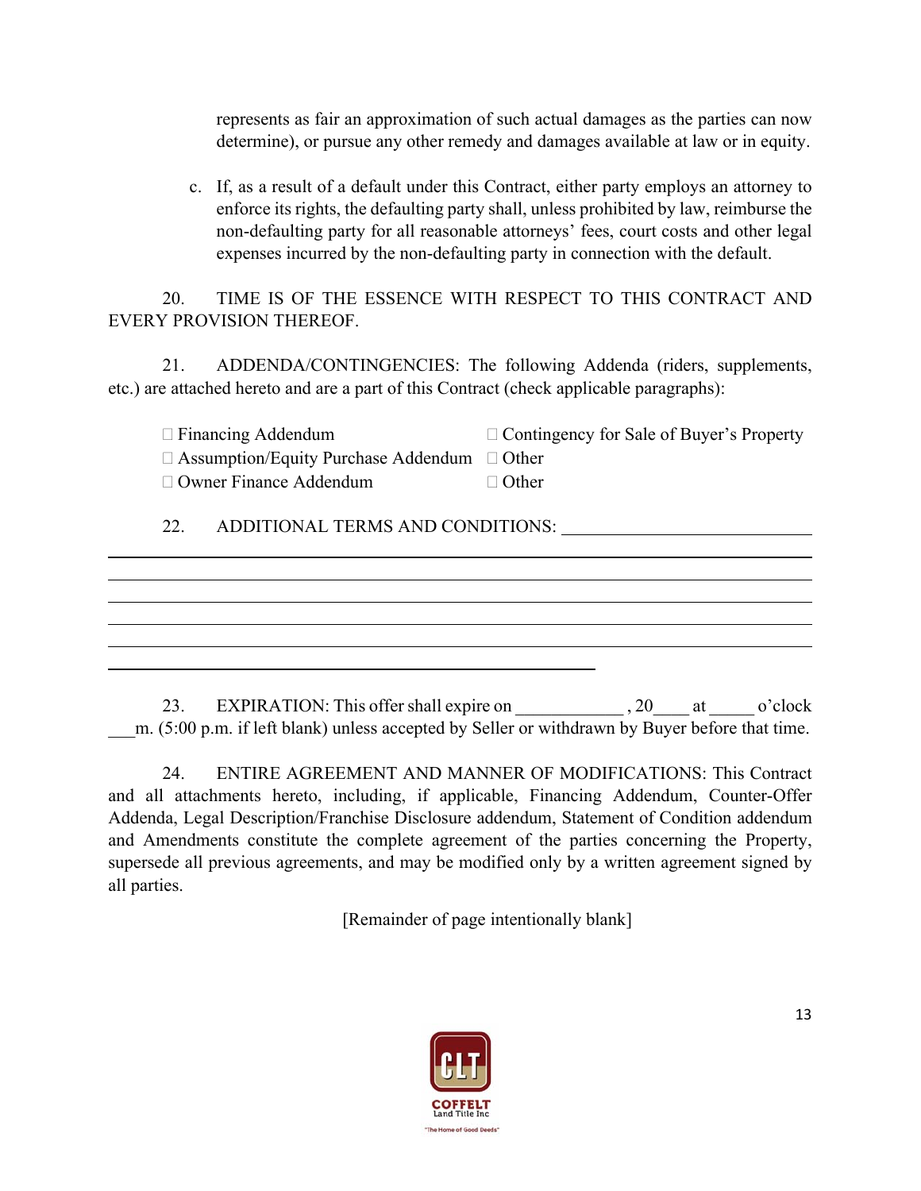represents as fair an approximation of such actual damages as the parties can now determine), or pursue any other remedy and damages available at law or in equity.

c. If, as a result of a default under this Contract, either party employs an attorney to enforce its rights, the defaulting party shall, unless prohibited by law, reimburse the non-defaulting party for all reasonable attorneys' fees, court costs and other legal expenses incurred by the non-defaulting party in connection with the default.

20. TIME IS OF THE ESSENCE WITH RESPECT TO THIS CONTRACT AND EVERY PROVISION THEREOF.

21. ADDENDA/CONTINGENCIES: The following Addenda (riders, supplements, etc.) are attached hereto and are a part of this Contract (check applicable paragraphs):

☐ Financing Addendum ☐ Contingency for Sale of Buyer's Property
☐ Assumption/Equity Purchase Addendum ☐ Other
☐ Owner Finance Addendum ☐ Other

22. ADDITIONAL TERMS AND CONDITIONS: ____________________________
______________________________________________________________________
______________________________________________________________________
______________________________________________________________________
______________________________________________________________________
______________________________________________________________________
______________________________________________

23. EXPIRATION: This offer shall expire on ____________ , 20____ at _____ o'clock ___m. (5:00 p.m. if left blank) unless accepted by Seller or withdrawn by Buyer before that time.

24. ENTIRE AGREEMENT AND MANNER OF MODIFICATIONS: This Contract and all attachments hereto, including, if applicable, Financing Addendum, Counter-Offer Addenda, Legal Description/Franchise Disclosure addendum, Statement of Condition addendum and Amendments constitute the complete agreement of the parties concerning the Property, supersede all previous agreements, and may be modified only by a written agreement signed by all parties.

[Remainder of page intentionally blank]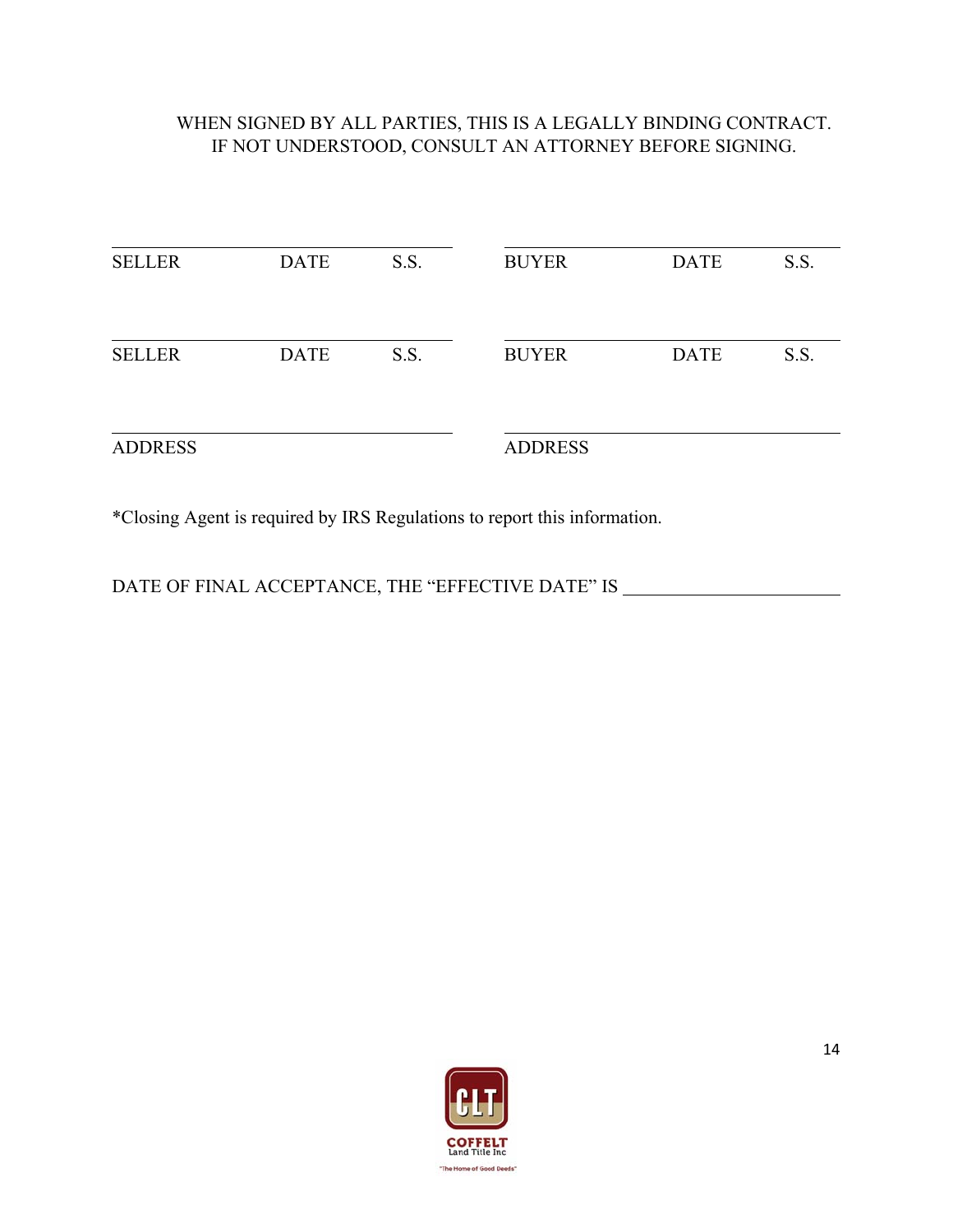WHEN SIGNED BY ALL PARTIES, THIS IS A LEGALLY BINDING CONTRACT.
IF NOT UNDERSTOOD, CONSULT AN ATTORNEY BEFORE SIGNING.

| | | | | | |
|---|---|---|---|---|---|
| SELLER | DATE | S.S. | BUYER | DATE | S.S. |
| SELLER | DATE | S.S. | BUYER | DATE | S.S. |
| ADDRESS | | | ADDRESS | | |

*Closing Agent is required by IRS Regulations to report this information.

DATE OF FINAL ACCEPTANCE, THE "EFFECTIVE DATE" IS ______________________

COFFELT Land Title Inc

"The Home of Good Deeds"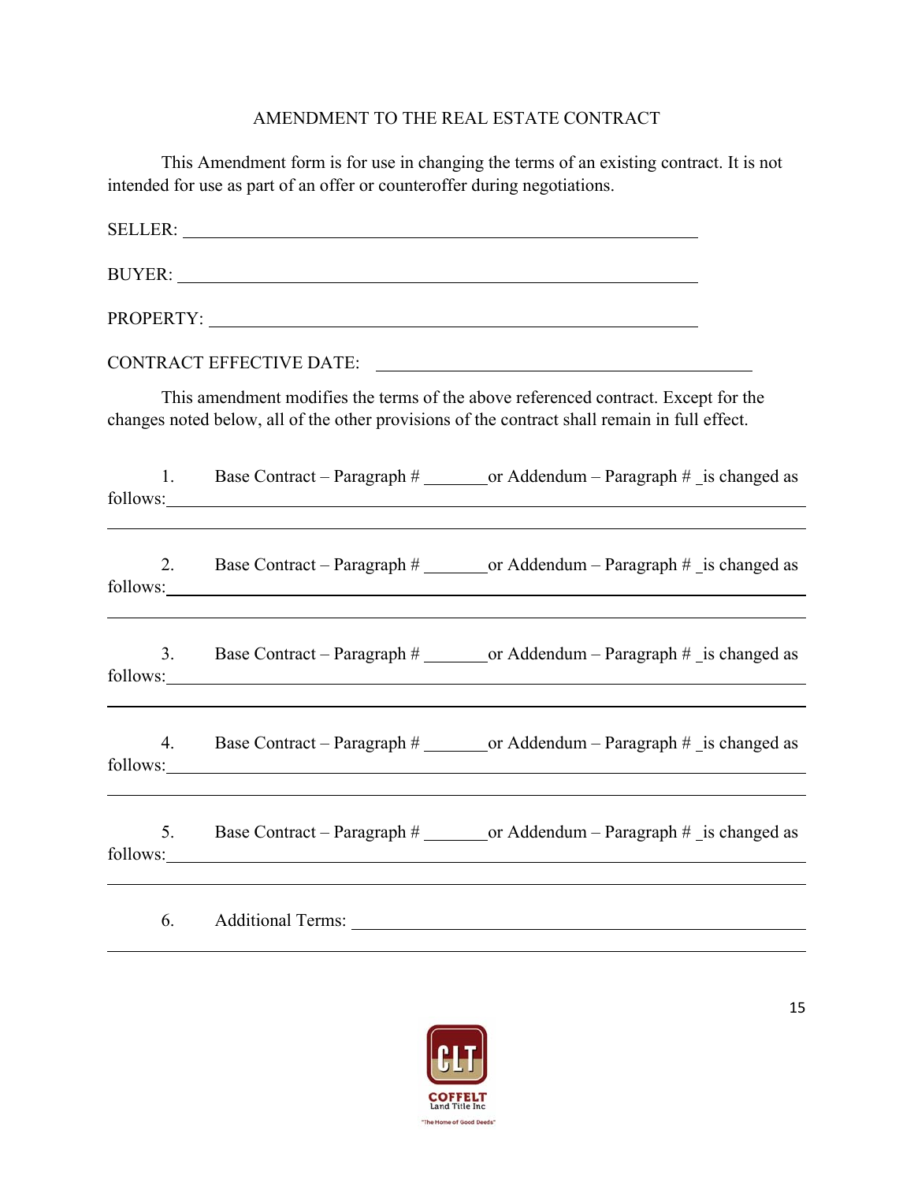# AMENDMENT TO THE REAL ESTATE CONTRACT

This Amendment form is for use in changing the terms of an existing contract. It is not intended for use as part of an offer or counteroffer during negotiations.

SELLER: ____________________________________________________________

BUYER: ____________________________________________________________

PROPERTY: __________________________________________________________

CONTRACT EFFECTIVE DATE: ____________________________________________

This amendment modifies the terms of the above referenced contract. Except for the changes noted below, all of the other provisions of the contract shall remain in full effect.

1. Base Contract – Paragraph # _______or Addendum – Paragraph # _is changed as follows:____________________________________________________________________

______________________________________________________________________________

2. Base Contract – Paragraph # _______or Addendum – Paragraph # _is changed as follows:____________________________________________________________________

______________________________________________________________________________

3. Base Contract – Paragraph # _______or Addendum – Paragraph # _is changed as follows:____________________________________________________________________

______________________________________________________________________________

4. Base Contract – Paragraph # _______or Addendum – Paragraph # _is changed as follows:____________________________________________________________________

______________________________________________________________________________

5. Base Contract – Paragraph # _______or Addendum – Paragraph # _is changed as follows:____________________________________________________________________

______________________________________________________________________________

6. Additional Terms: ______________________________________________________

______________________________________________________________________________

COFFELT Land Title Inc

"The Home of Good Deeds"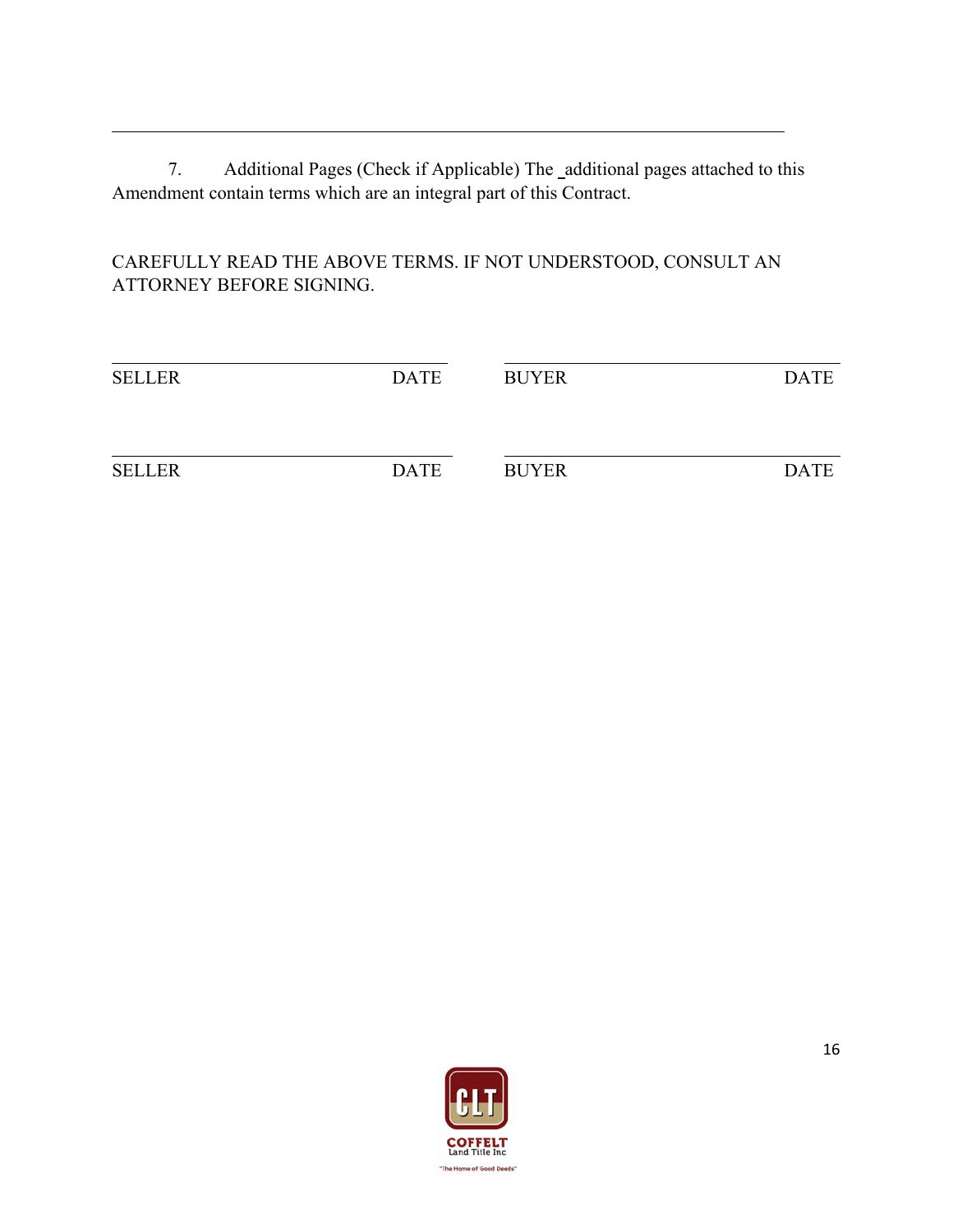7. Additional Pages (Check if Applicable) The _additional pages attached to this Amendment contain terms which are an integral part of this Contract.

CAREFULLY READ THE ABOVE TERMS. IF NOT UNDERSTOOD, CONSULT AN ATTORNEY BEFORE SIGNING.

| | | | |
|---|---|---|---|
| SELLER | DATE | BUYER | DATE |
| SELLER | DATE | BUYER | DATE |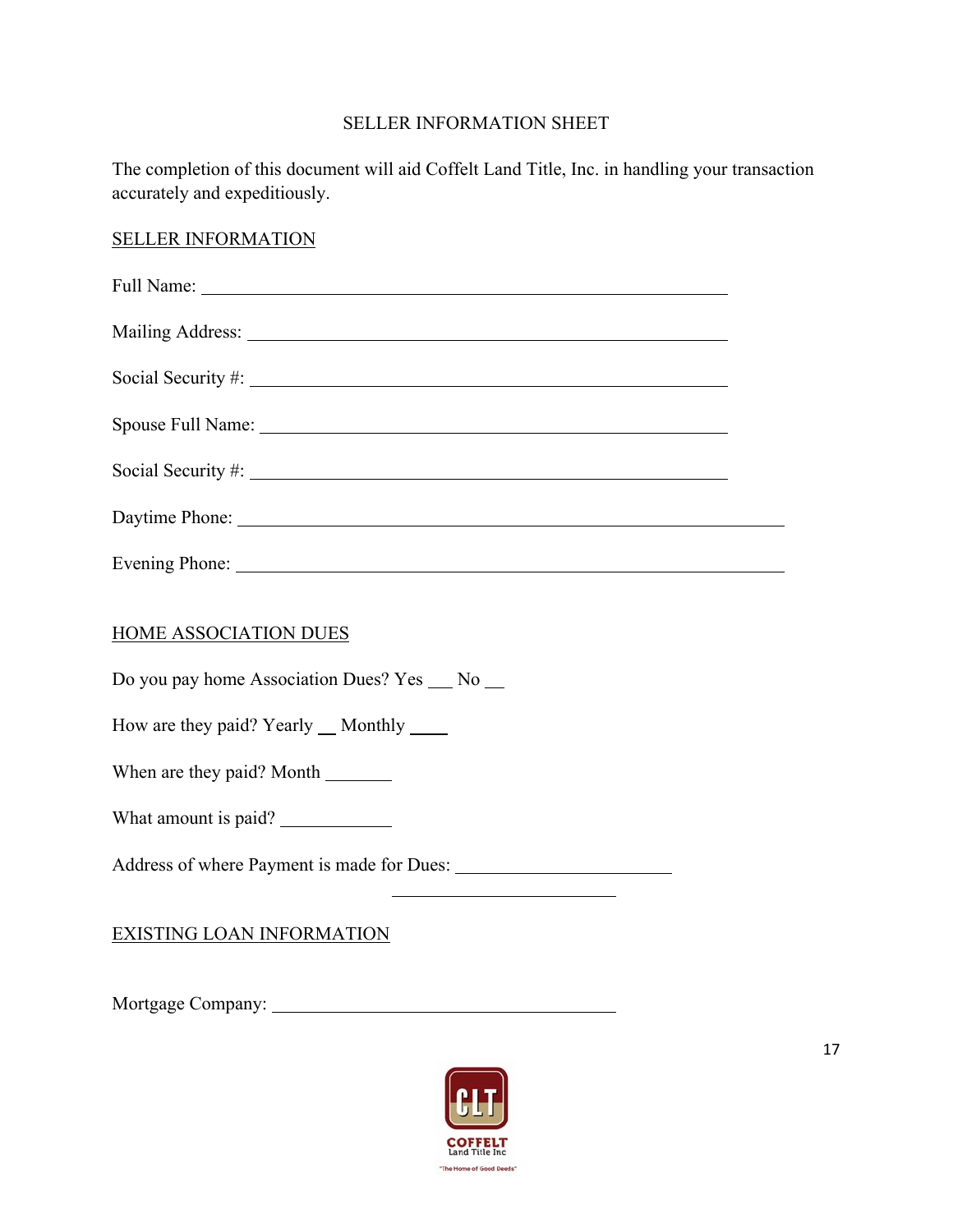# SELLER INFORMATION SHEET

The completion of this document will aid Coffelt Land Title, Inc. in handling your transaction accurately and expeditiously.

## SELLER INFORMATION

Full Name: ______________________________________________________

Mailing Address: __________________________________________________

Social Security #: _________________________________________________

Spouse Full Name: _________________________________________________

Social Security #: _________________________________________________

Daytime Phone: _____________________________________________________

Evening Phone: _____________________________________________________

## HOME ASSOCIATION DUES

Do you pay home Association Dues? Yes ___ No __

How are they paid? Yearly __ Monthly ____

When are they paid? Month _______

What amount is paid? ___________

Address of where Payment is made for Dues: _______________________

_______________________

## EXISTING LOAN INFORMATION

Mortgage Company: ____________________________________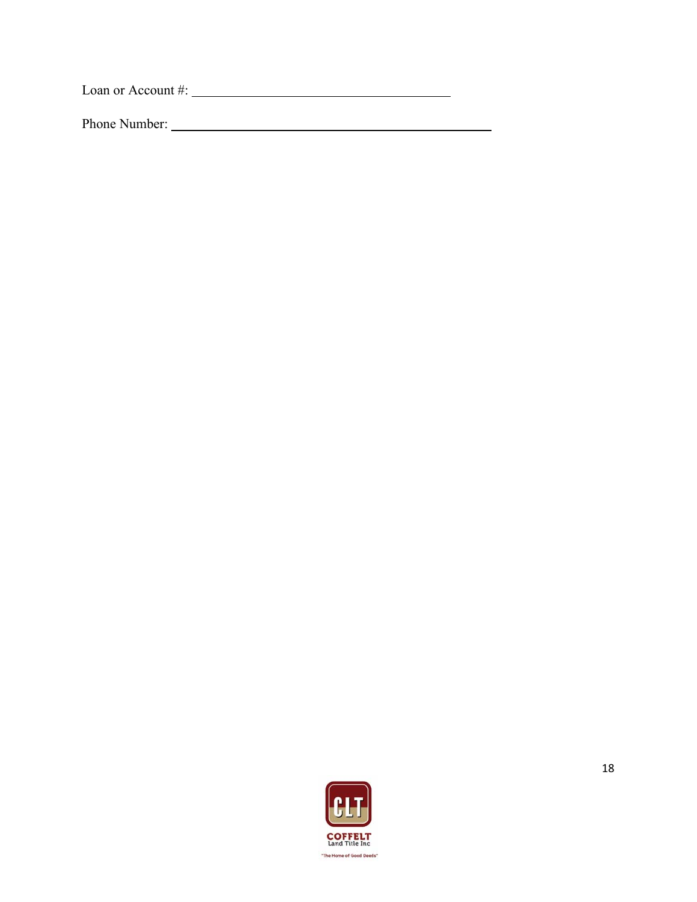Loan or Account #: ______________________________________

Phone Number: ______________________________________________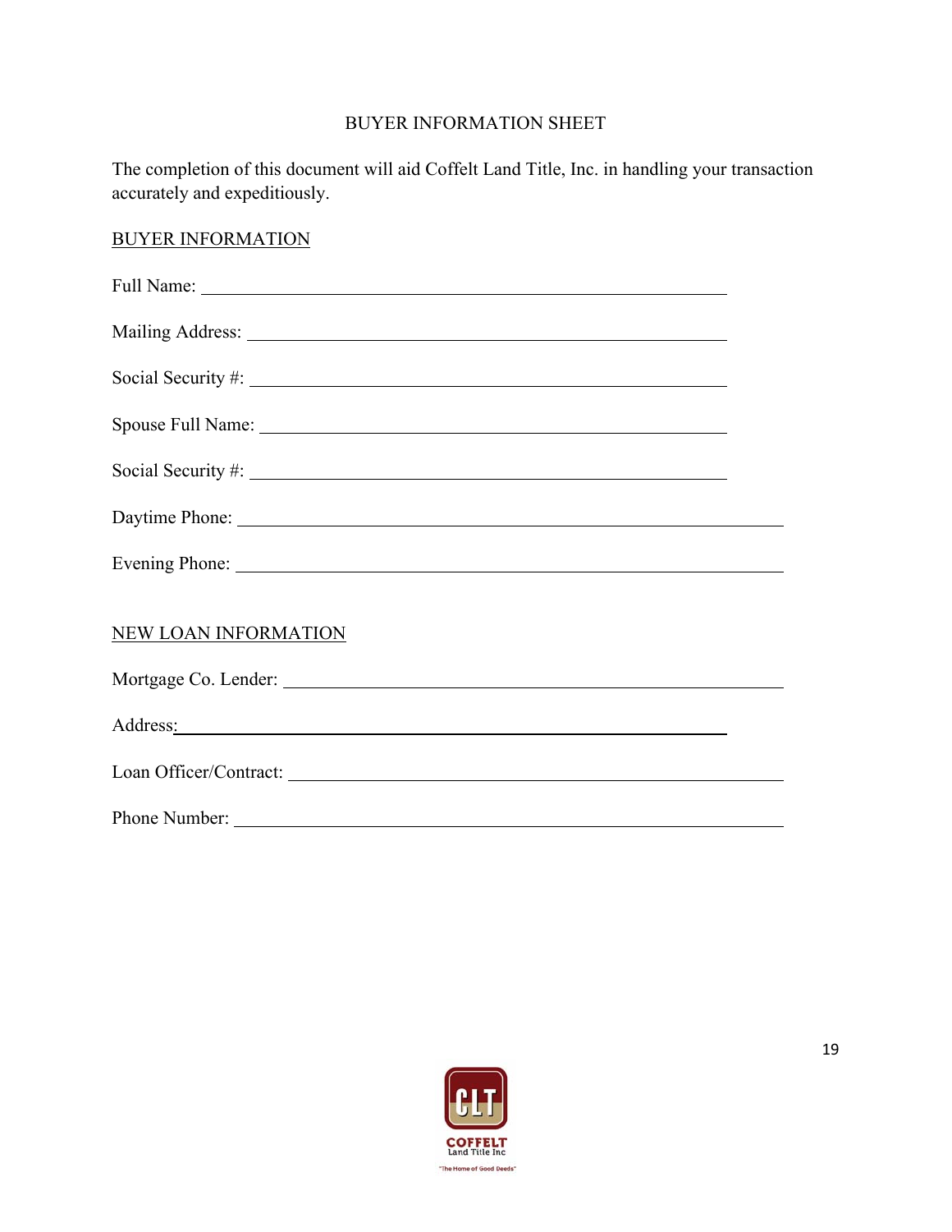# BUYER INFORMATION SHEET

The completion of this document will aid Coffelt Land Title, Inc. in handling your transaction accurately and expeditiously.

## BUYER INFORMATION

Full Name: ______________________________________________

Mailing Address: ______________________________________________

Social Security #: ______________________________________________

Spouse Full Name: ______________________________________________

Social Security #: ______________________________________________

Daytime Phone: ______________________________________________

Evening Phone: ______________________________________________

## NEW LOAN INFORMATION

Mortgage Co. Lender: ______________________________________________

Address: ______________________________________________

Loan Officer/Contract: ______________________________________________

Phone Number: ______________________________________________

COFFELT Land Title Inc

"The Home of Good Deeds"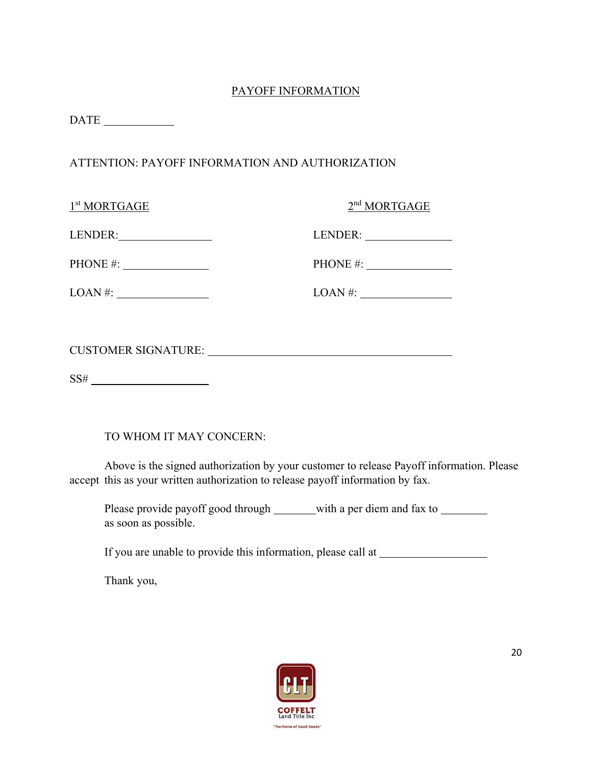# PAYOFF INFORMATION

DATE ____________

ATTENTION: PAYOFF INFORMATION AND AUTHORIZATION

| 1st MORTGAGE | 2nd MORTGAGE |
|---|---|
| LENDER: ______________ | LENDER: ______________ |
| PHONE #: ______________ | PHONE #: ______________ |
| LOAN #: ______________ | LOAN #: ______________ |

CUSTOMER SIGNATURE: ________________________________________

SS# ____________________

TO WHOM IT MAY CONCERN:

Above is the signed authorization by your customer to release Payoff information. Please accept this as your written authorization to release payoff information by fax.

Please provide payoff good through _______ with a per diem and fax to ________ as soon as possible.

If you are unable to provide this information, please call at __________________

Thank you,

COFFELT Land Title Inc

"The Home of Good Deeds"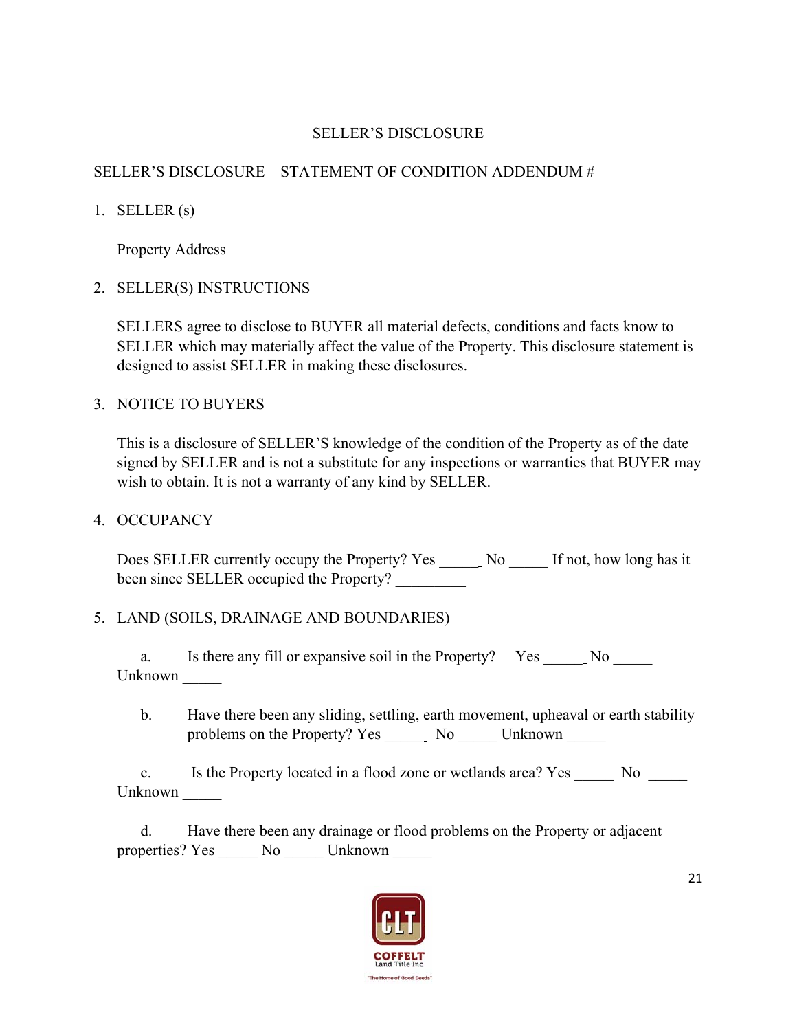# SELLER'S DISCLOSURE

SELLER'S DISCLOSURE – STATEMENT OF CONDITION ADDENDUM # _____________

1. SELLER (s)

   Property Address

2. SELLER(S) INSTRUCTIONS

   SELLERS agree to disclose to BUYER all material defects, conditions and facts know to SELLER which may materially affect the value of the Property. This disclosure statement is designed to assist SELLER in making these disclosures.

3. NOTICE TO BUYERS

   This is a disclosure of SELLER'S knowledge of the condition of the Property as of the date signed by SELLER and is not a substitute for any inspections or warranties that BUYER may wish to obtain. It is not a warranty of any kind by SELLER.

4. OCCUPANCY

   Does SELLER currently occupy the Property? Yes _____ No _____ If not, how long has it been since SELLER occupied the Property? _________

5. LAND (SOILS, DRAINAGE AND BOUNDARIES)

   a. Is there any fill or expansive soil in the Property? Yes _____ No _____ Unknown _____

   b. Have there been any sliding, settling, earth movement, upheaval or earth stability problems on the Property? Yes _____ No _____ Unknown _____

   c. Is the Property located in a flood zone or wetlands area? Yes _____ No _____ Unknown _____

   d. Have there been any drainage or flood problems on the Property or adjacent properties? Yes _____ No _____ Unknown _____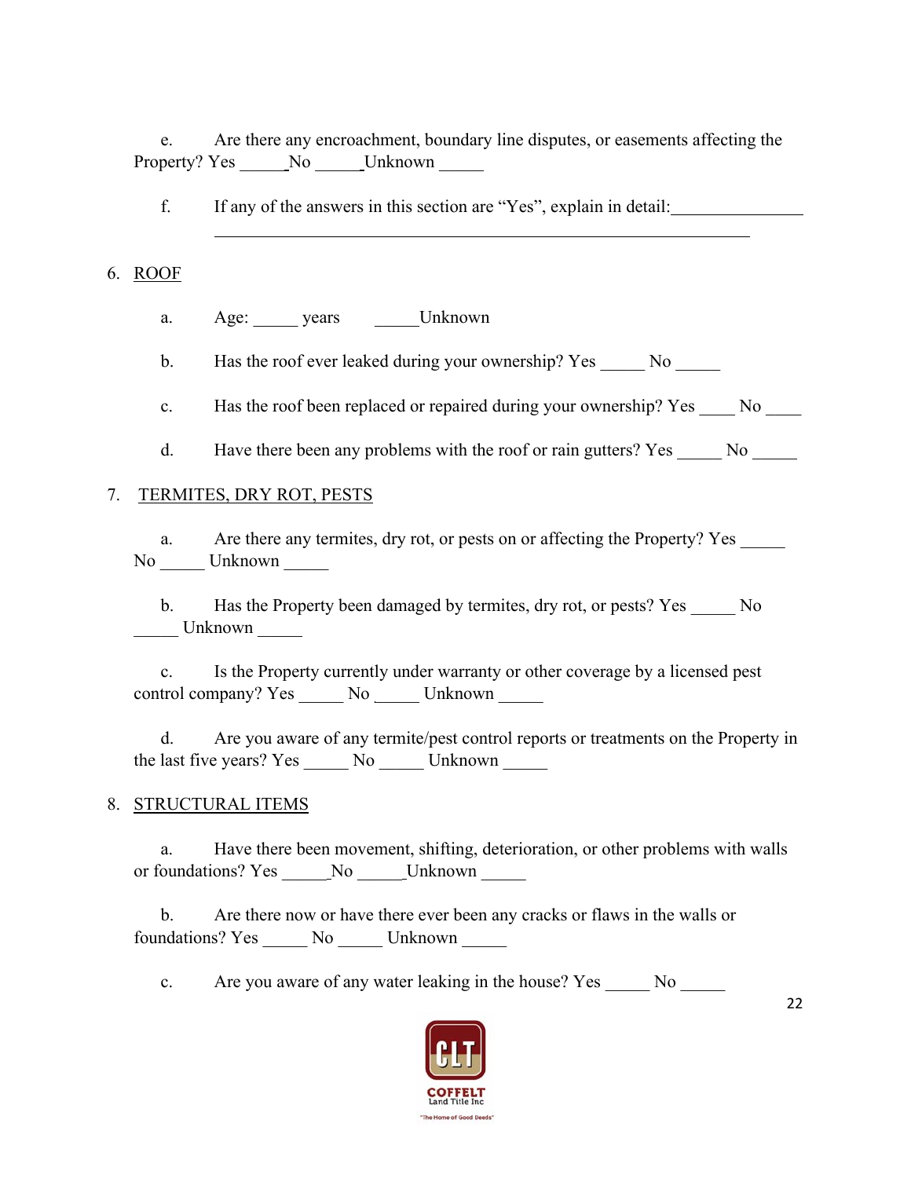e. Are there any encroachment, boundary line disputes, or easements affecting the Property? Yes _____ No _____ Unknown _____

f. If any of the answers in this section are "Yes", explain in detail: _______________ _______________________________________________________________

6. ROOF

a. Age: _____ years _____Unknown

b. Has the roof ever leaked during your ownership? Yes _____ No _____

c. Has the roof been replaced or repaired during your ownership? Yes ____ No ____

d. Have there been any problems with the roof or rain gutters? Yes _____ No _____

7. TERMITES, DRY ROT, PESTS

a. Are there any termites, dry rot, or pests on or affecting the Property? Yes _____ No _____ Unknown _____

b. Has the Property been damaged by termites, dry rot, or pests? Yes _____ No _____ Unknown _____

c. Is the Property currently under warranty or other coverage by a licensed pest control company? Yes _____ No _____ Unknown _____

d. Are you aware of any termite/pest control reports or treatments on the Property in the last five years? Yes _____ No _____ Unknown _____

8. STRUCTURAL ITEMS

a. Have there been movement, shifting, deterioration, or other problems with walls or foundations? Yes _____ No _____ Unknown _____

b. Are there now or have there ever been any cracks or flaws in the walls or foundations? Yes _____ No _____ Unknown _____

c. Are you aware of any water leaking in the house? Yes _____ No _____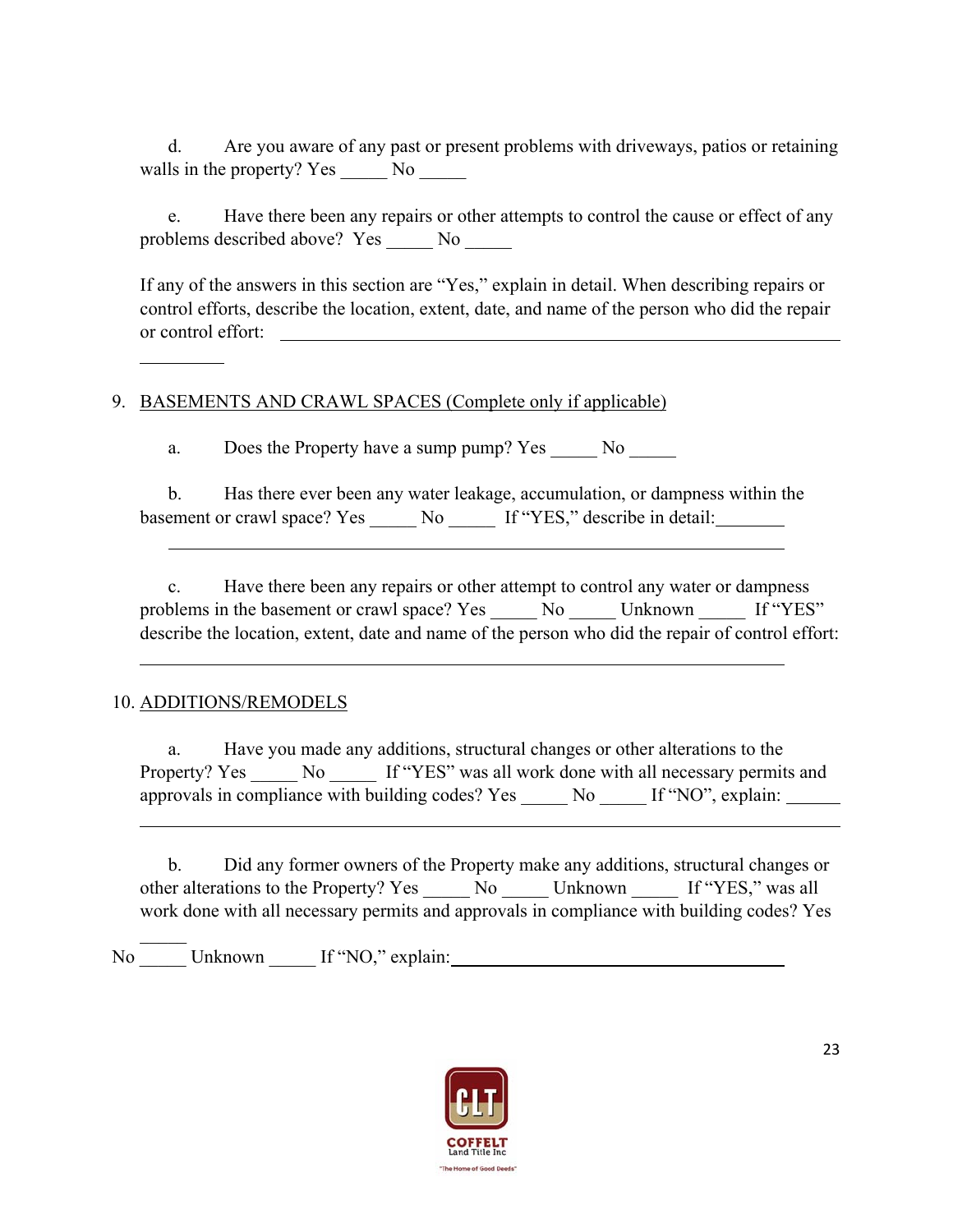d. Are you aware of any past or present problems with driveways, patios or retaining walls in the property? Yes _____ No _____

e. Have there been any repairs or other attempts to control the cause or effect of any problems described above? Yes _____ No _____

If any of the answers in this section are "Yes," explain in detail. When describing repairs or control efforts, describe the location, extent, date, and name of the person who did the repair or control effort: ____________________________________________________________

__________

9. BASEMENTS AND CRAWL SPACES (Complete only if applicable)

a. Does the Property have a sump pump? Yes _____ No _____

b. Has there ever been any water leakage, accumulation, or dampness within the basement or crawl space? Yes _____ No _____ If "YES," describe in detail:_______

____________________________________________________________

c. Have there been any repairs or other attempt to control any water or dampness problems in the basement or crawl space? Yes _____ No _____ Unknown _____ If "YES" describe the location, extent, date and name of the person who did the repair of control effort:

____________________________________________________________

10. ADDITIONS/REMODELS

a. Have you made any additions, structural changes or other alterations to the Property? Yes _____ No _____ If "YES" was all work done with all necessary permits and approvals in compliance with building codes? Yes _____ No _____ If "NO", explain: ______

____________________________________________________________

b. Did any former owners of the Property make any additions, structural changes or other alterations to the Property? Yes _____ No _____ Unknown _____ If "YES," was all work done with all necessary permits and approvals in compliance with building codes? Yes _____

No _____ Unknown _____ If "NO," explain: ________________________________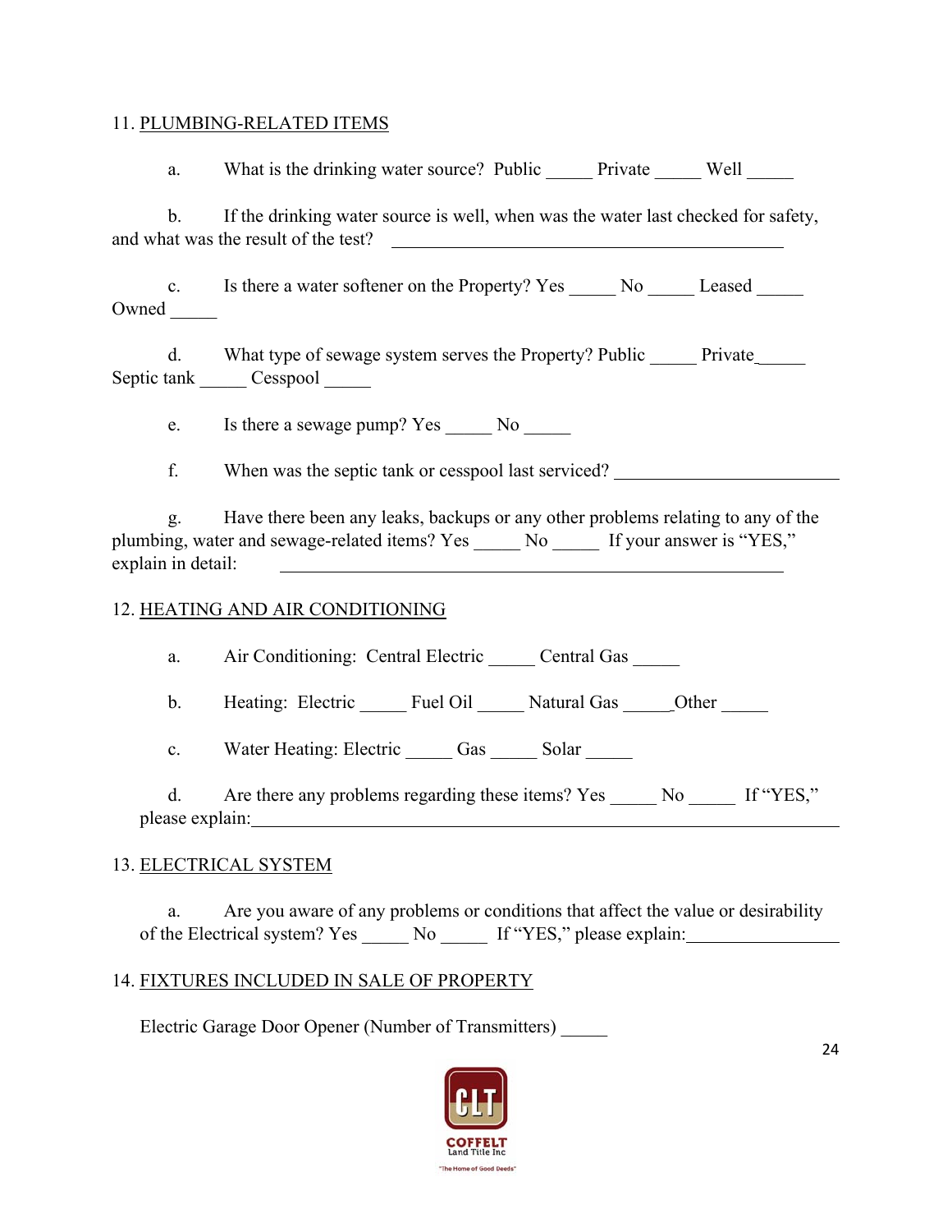11. PLUMBING-RELATED ITEMS

a. What is the drinking water source? Public _____ Private _____ Well _____

b. If the drinking water source is well, when was the water last checked for safety, and what was the result of the test? ____________________________________________

c. Is there a water softener on the Property? Yes _____ No _____ Leased _____ Owned _____

d. What type of sewage system serves the Property? Public _____ Private_____ Septic tank _____ Cesspool _____

e. Is there a sewage pump? Yes _____ No _____

f. When was the septic tank or cesspool last serviced? ______________________

g. Have there been any leaks, backups or any other problems relating to any of the plumbing, water and sewage-related items? Yes _____ No _____ If your answer is "YES," explain in detail: ____________________________________________

12. HEATING AND AIR CONDITIONING

a. Air Conditioning: Central Electric _____ Central Gas _____

b. Heating: Electric _____ Fuel Oil _____ Natural Gas _____Other _____

c. Water Heating: Electric _____ Gas _____ Solar _____

d. Are there any problems regarding these items? Yes _____ No _____ If "YES," please explain:____________________________________________

13. ELECTRICAL SYSTEM

a. Are you aware of any problems or conditions that affect the value or desirability of the Electrical system? Yes _____ No _____ If "YES," please explain:_______________

14. FIXTURES INCLUDED IN SALE OF PROPERTY

Electric Garage Door Opener (Number of Transmitters) _____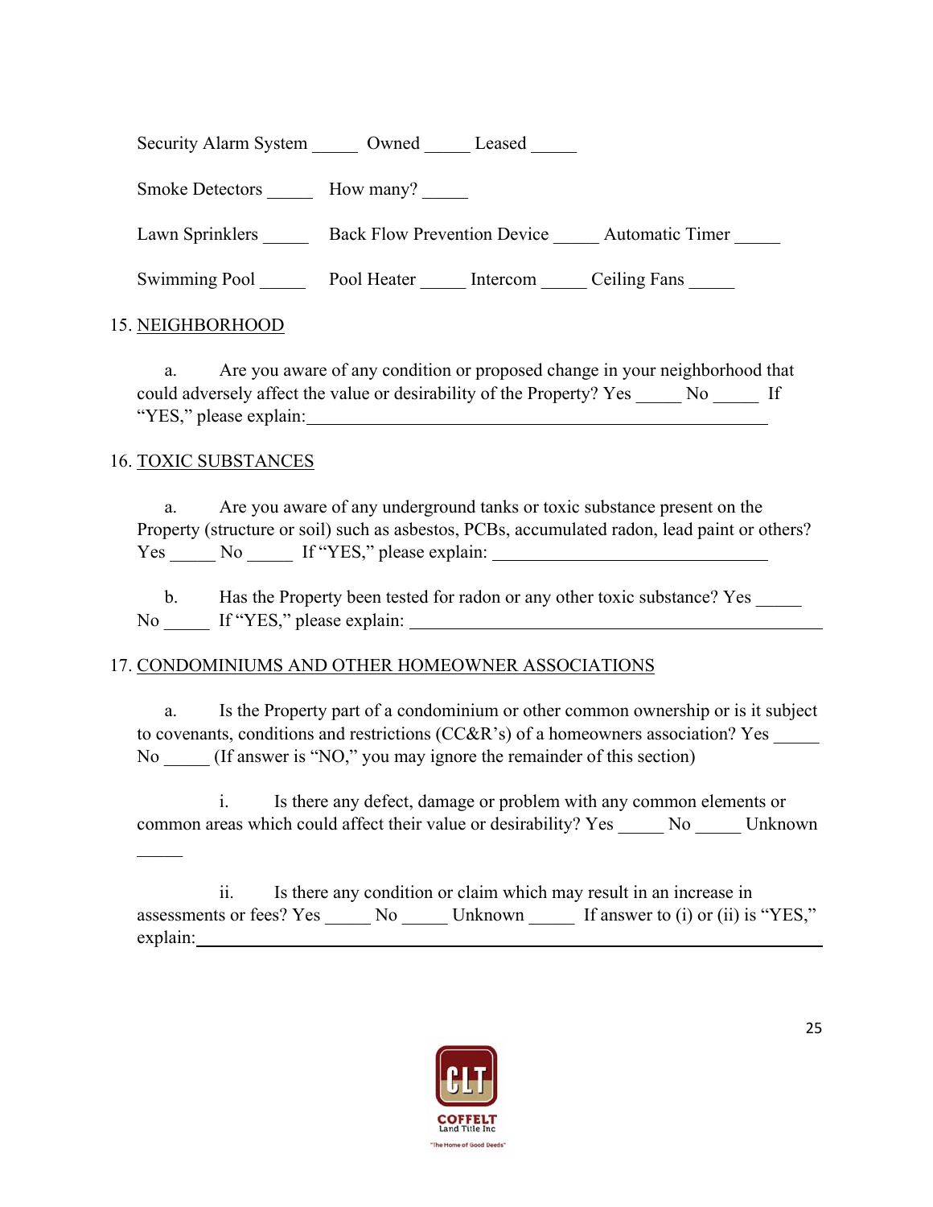Security Alarm System _____ Owned _____ Leased _____

Smoke Detectors _____ How many? _____

Lawn Sprinklers _____ Back Flow Prevention Device _____ Automatic Timer _____

Swimming Pool _____ Pool Heater _____ Intercom _____ Ceiling Fans _____

15. NEIGHBORHOOD

a. Are you aware of any condition or proposed change in your neighborhood that could adversely affect the value or desirability of the Property? Yes _____ No _____ If "YES," please explain:___________________________________________________

16. TOXIC SUBSTANCES

a. Are you aware of any underground tanks or toxic substance present on the Property (structure or soil) such as asbestos, PCBs, accumulated radon, lead paint or others? Yes _____ No _____ If "YES," please explain: ______________________________

b. Has the Property been tested for radon or any other toxic substance? Yes _____ No _____ If "YES," please explain: _____________________________________________

17. CONDOMINIUMS AND OTHER HOMEOWNER ASSOCIATIONS

a. Is the Property part of a condominium or other common ownership or is it subject to covenants, conditions and restrictions (CC&R's) of a homeowners association? Yes _____ No _____ (If answer is "NO," you may ignore the remainder of this section)

i. Is there any defect, damage or problem with any common elements or common areas which could affect their value or desirability? Yes _____ No _____ Unknown _____

ii. Is there any condition or claim which may result in an increase in assessments or fees? Yes _____ No _____ Unknown _____ If answer to (i) or (ii) is "YES," explain:______________________________________________________________________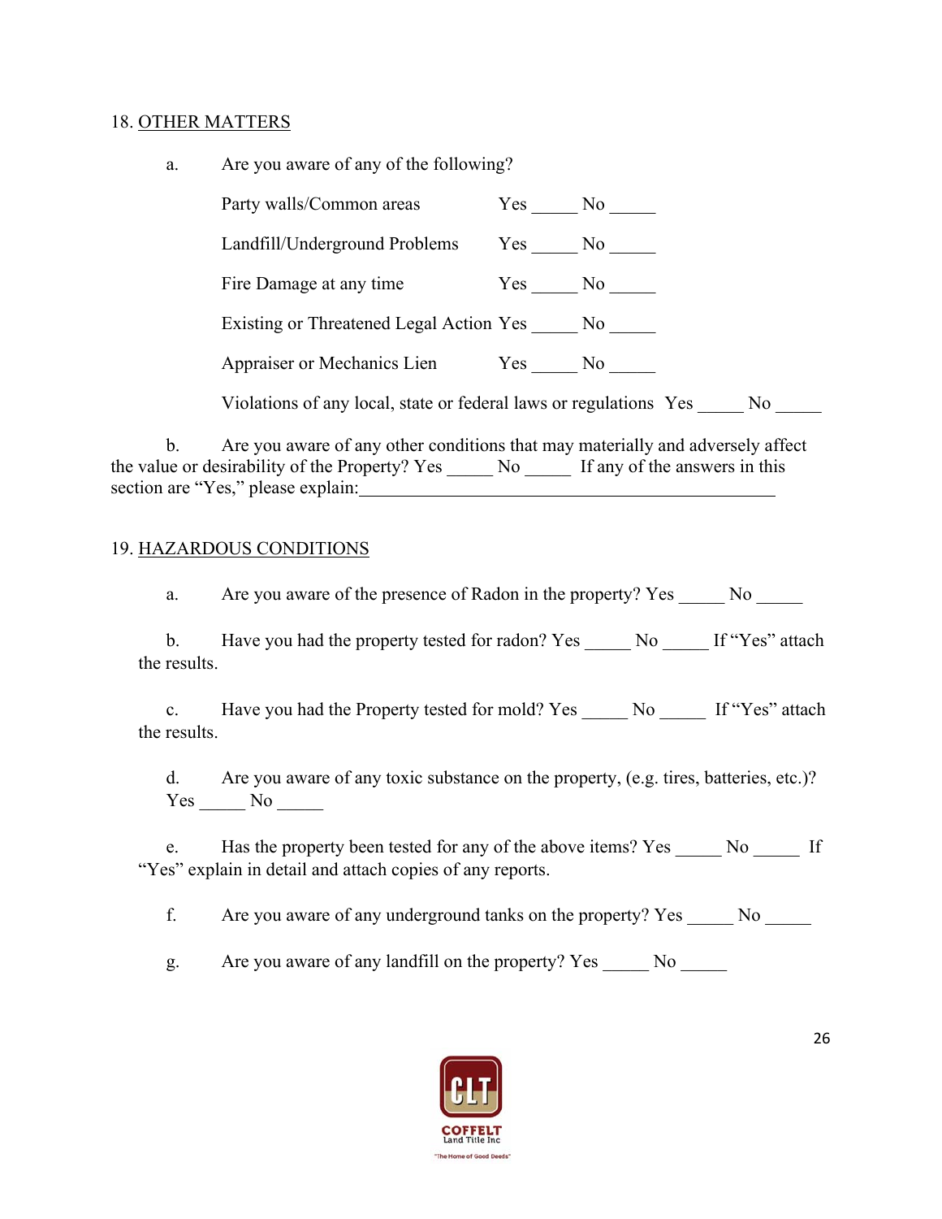18. <u>OTHER MATTERS</u>

a. Are you aware of any of the following?

Party walls/Common areas Yes _____ No _____

Landfill/Underground Problems Yes _____ No _____

Fire Damage at any time Yes _____ No _____

Existing or Threatened Legal Action Yes _____ No _____

Appraiser or Mechanics Lien Yes _____ No _____

Violations of any local, state or federal laws or regulations Yes _____ No _____

b. Are you aware of any other conditions that may materially and adversely affect the value or desirability of the Property? Yes _____ No _____ If any of the answers in this section are "Yes," please explain:_______________________________________________

19. <u>HAZARDOUS CONDITIONS</u>

a. Are you aware of the presence of Radon in the property? Yes _____ No _____

b. Have you had the property tested for radon? Yes _____ No _____ If "Yes" attach the results.

c. Have you had the Property tested for mold? Yes _____ No _____ If "Yes" attach the results.

d. Are you aware of any toxic substance on the property, (e.g. tires, batteries, etc.)? Yes _____ No _____

e. Has the property been tested for any of the above items? Yes _____ No _____ If "Yes" explain in detail and attach copies of any reports.

f. Are you aware of any underground tanks on the property? Yes _____ No _____

g. Are you aware of any landfill on the property? Yes _____ No _____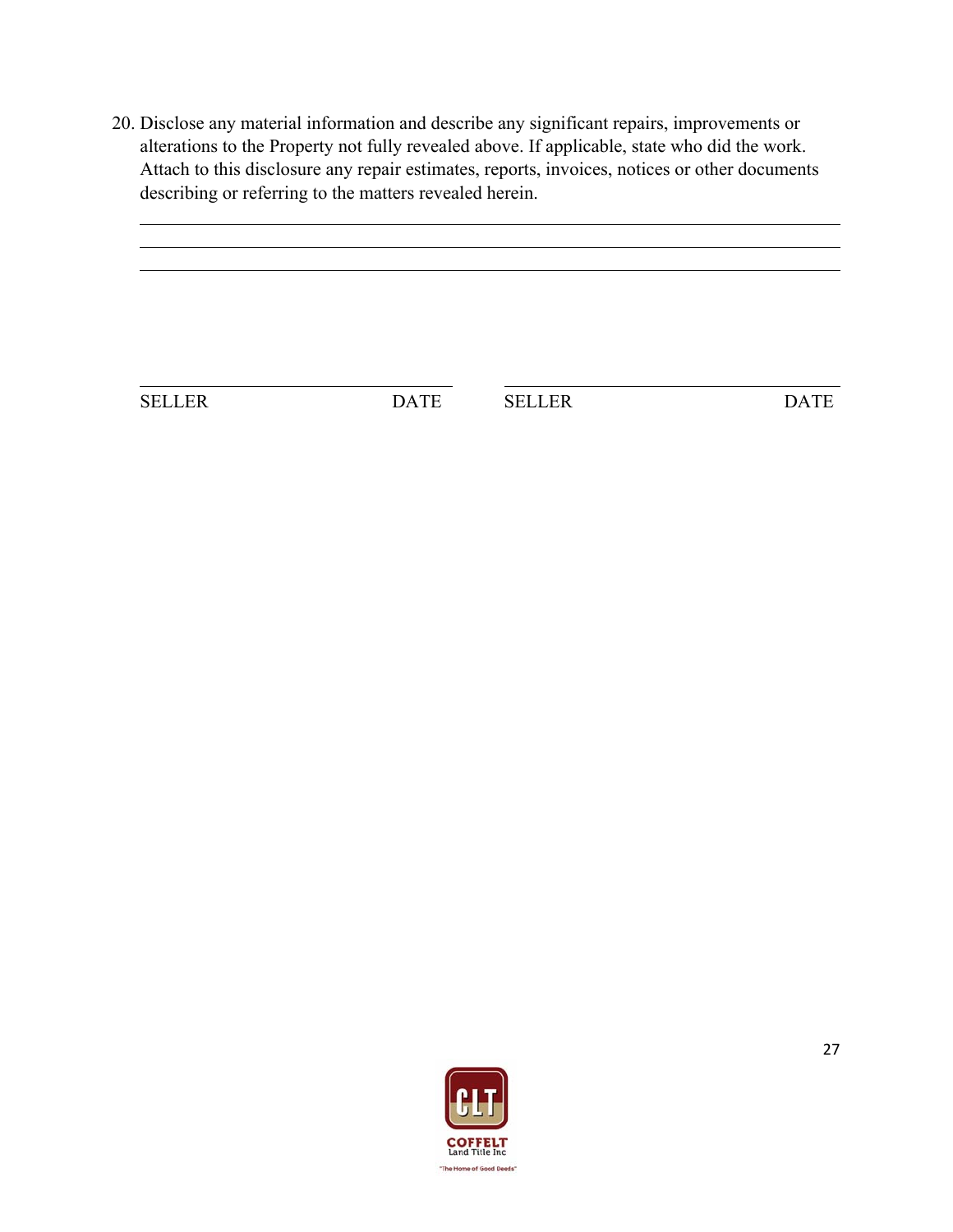20. Disclose any material information and describe any significant repairs, improvements or alterations to the Property not fully revealed above. If applicable, state who did the work. Attach to this disclosure any repair estimates, reports, invoices, notices or other documents describing or referring to the matters revealed herein.

\_\_\_\_\_\_\_\_\_\_\_\_\_\_\_\_\_\_\_\_\_\_\_\_\_\_\_\_\_\_\_\_\_\_\_\_\_\_\_\_\_\_\_\_\_\_\_\_\_\_\_\_\_\_\_\_\_\_\_\_\_\_\_\_\_\_\_\_\_\_\_\_\_\_\_\_\_\_

\_\_\_\_\_\_\_\_\_\_\_\_\_\_\_\_\_\_\_\_\_\_\_\_\_\_\_\_\_\_\_\_\_\_\_\_\_\_\_\_\_\_\_\_\_\_\_\_\_\_\_\_\_\_\_\_\_\_\_\_\_\_\_\_\_\_\_\_\_\_\_\_\_\_\_\_\_\_

\_\_\_\_\_\_\_\_\_\_\_\_\_\_\_\_\_\_\_\_\_\_\_\_\_\_\_\_\_\_\_\_\_\_\_\_\_\_\_\_\_\_\_\_\_\_\_\_\_\_\_\_\_\_\_\_\_\_\_\_\_\_\_\_\_\_\_\_\_\_\_\_\_\_\_\_\_\_

\_\_\_\_\_\_\_\_\_\_\_\_\_\_\_\_\_\_\_\_\_\_\_\_\_\_\_\_\_\_\_\_\_\_\_\_ \_\_\_\_\_\_\_\_\_\_\_\_\_\_\_\_\_\_\_\_\_\_\_\_\_\_\_\_\_\_\_\_\_\_\_\_

SELLER DATE SELLER DATE

COFFELT Land Title Inc

"The Home of Good Deeds"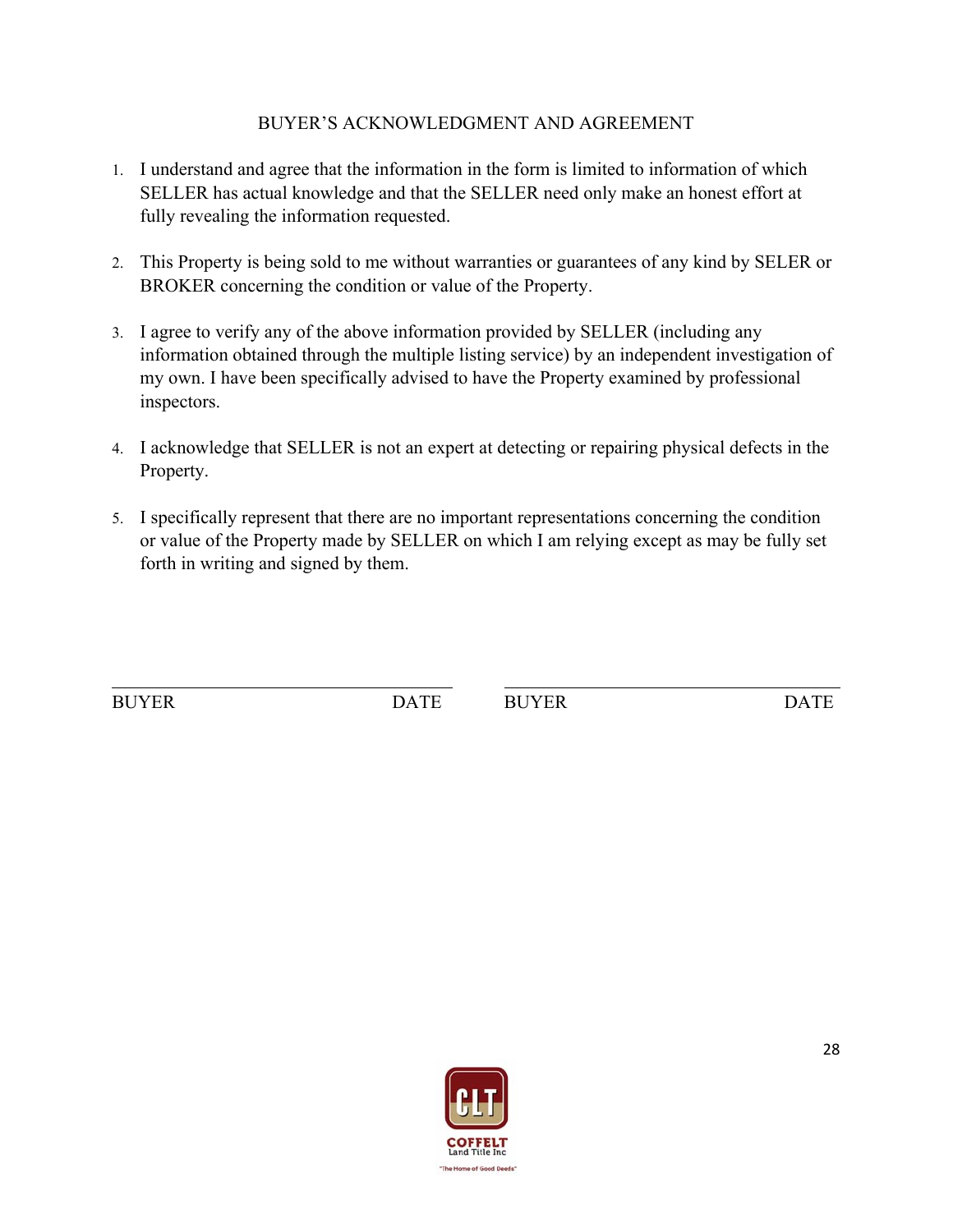## BUYER'S ACKNOWLEDGMENT AND AGREEMENT

1. I understand and agree that the information in the form is limited to information of which SELLER has actual knowledge and that the SELLER need only make an honest effort at fully revealing the information requested.

2. This Property is being sold to me without warranties or guarantees of any kind by SELER or BROKER concerning the condition or value of the Property.

3. I agree to verify any of the above information provided by SELLER (including any information obtained through the multiple listing service) by an independent investigation of my own. I have been specifically advised to have the Property examined by professional inspectors.

4. I acknowledge that SELLER is not an expert at detecting or repairing physical defects in the Property.

5. I specifically represent that there are no important representations concerning the condition or value of the Property made by SELLER on which I am relying except as may be fully set forth in writing and signed by them.

\_\_\_\_\_\_\_\_\_\_\_\_\_\_\_\_\_\_\_\_\_\_\_\_\_\_\_\_\_\_\_\_\_\_\_\_\_\_\_\_ \_\_\_\_\_\_\_\_\_\_\_\_\_\_\_\_\_\_\_\_\_\_\_\_\_\_\_\_\_\_\_\_\_\_\_\_\_\_\_\_

BUYER DATE BUYER DATE

COFFELT Land Title Inc

"The Home of Good Deeds"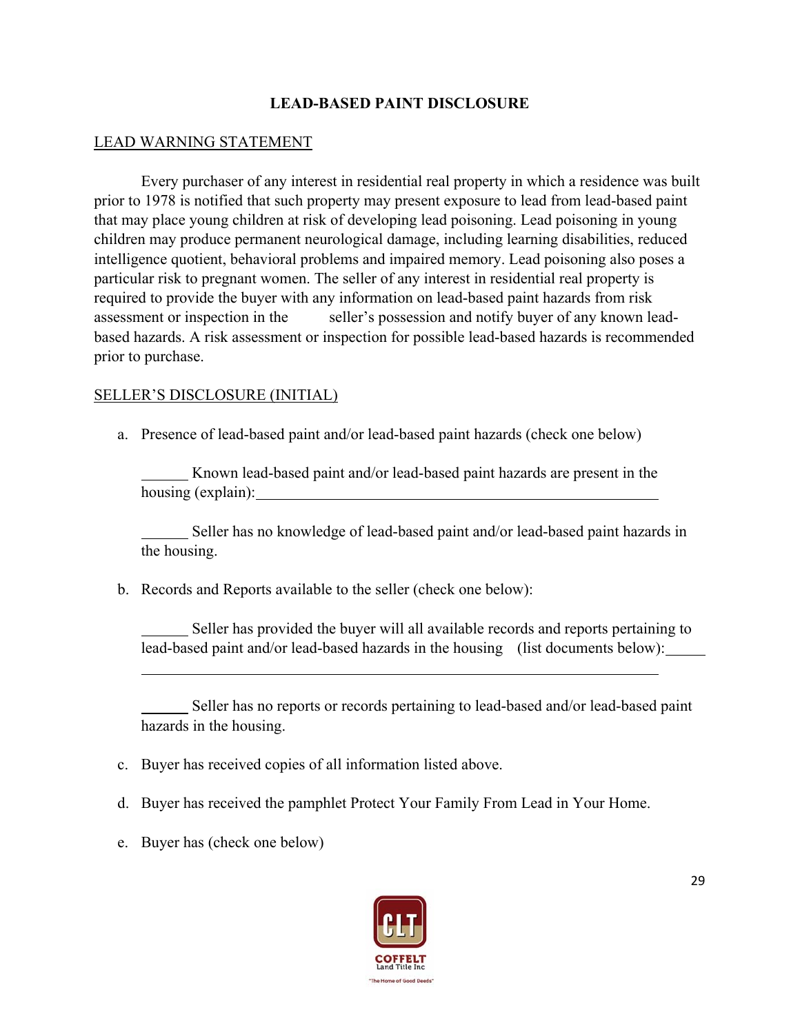### LEAD-BASED PAINT DISCLOSURE

LEAD WARNING STATEMENT

Every purchaser of any interest in residential real property in which a residence was built prior to 1978 is notified that such property may present exposure to lead from lead-based paint that may place young children at risk of developing lead poisoning. Lead poisoning in young children may produce permanent neurological damage, including learning disabilities, reduced intelligence quotient, behavioral problems and impaired memory. Lead poisoning also poses a particular risk to pregnant women. The seller of any interest in residential real property is required to provide the buyer with any information on lead-based paint hazards from risk assessment or inspection in the seller's possession and notify buyer of any known lead-based hazards. A risk assessment or inspection for possible lead-based hazards is recommended prior to purchase.

SELLER'S DISCLOSURE (INITIAL)

a. Presence of lead-based paint and/or lead-based paint hazards (check one below)

   ______ Known lead-based paint and/or lead-based paint hazards are present in the housing (explain):______________________________________________________

   ______ Seller has no knowledge of lead-based paint and/or lead-based paint hazards in the housing.

b. Records and Reports available to the seller (check one below):

   ______ Seller has provided the buyer will all available records and reports pertaining to lead-based paint and/or lead-based hazards in the housing (list documents below):______
   ______________________________________________________________________

   ______ Seller has no reports or records pertaining to lead-based and/or lead-based paint hazards in the housing.

c. Buyer has received copies of all information listed above.

d. Buyer has received the pamphlet Protect Your Family From Lead in Your Home.

e. Buyer has (check one below)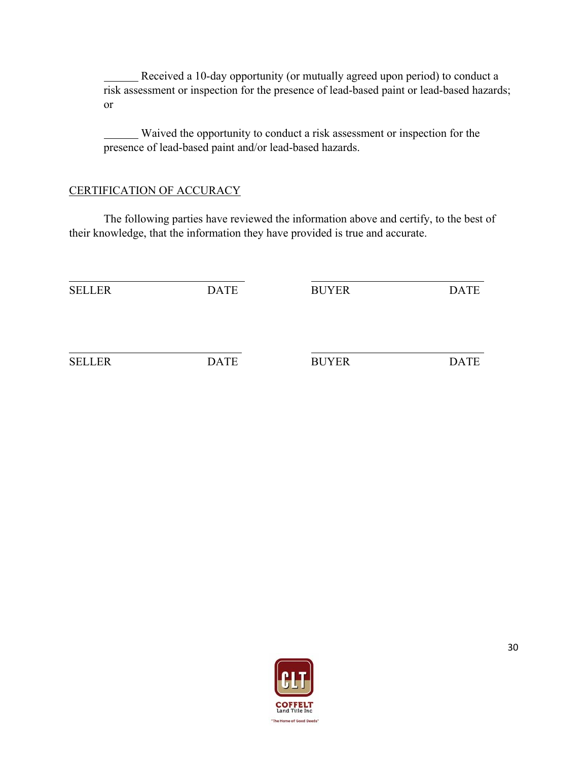______ Received a 10-day opportunity (or mutually agreed upon period) to conduct a risk assessment or inspection for the presence of lead-based paint or lead-based hazards; or

______ Waived the opportunity to conduct a risk assessment or inspection for the presence of lead-based paint and/or lead-based hazards.

CERTIFICATION OF ACCURACY

The following parties have reviewed the information above and certify, to the best of their knowledge, that the information they have provided is true and accurate.

______________________________ ______________________________
SELLER DATE BUYER DATE

______________________________ ______________________________
SELLER DATE BUYER DATE